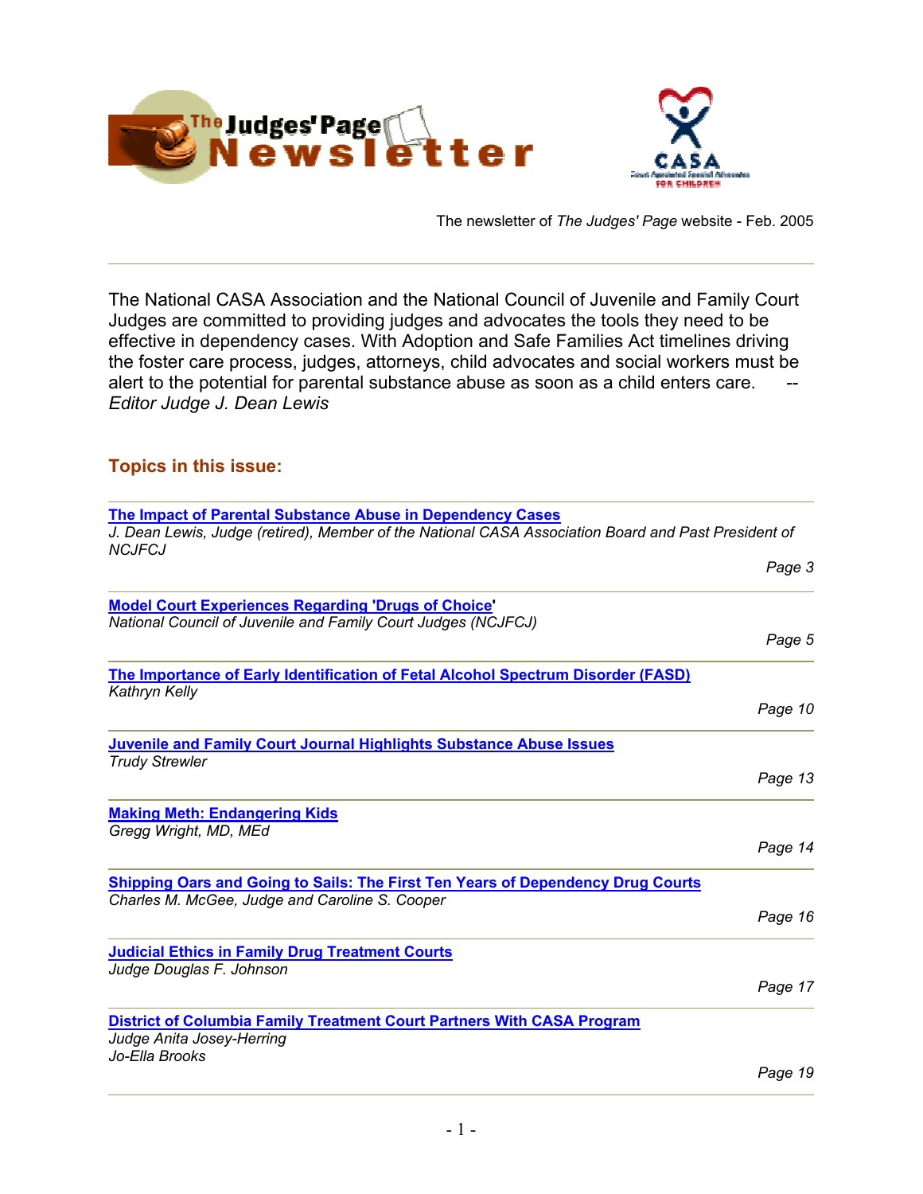# The Judges' Page Newsletter

The newsletter of *The Judges' Page* website - Feb. 2005

---

The National CASA Association and the National Council of Juvenile and Family Court Judges are committed to providing judges and advocates the tools they need to be effective in dependency cases. With Adoption and Safe Families Act timelines driving the foster care process, judges, attorneys, child advocates and social workers must be alert to the potential for parental substance abuse as soon as a child enters care. -- *Editor Judge J. Dean Lewis*

## Topics in this issue:

---

**The Impact of Parental Substance Abuse in Dependency Cases**
*J. Dean Lewis, Judge (retired), Member of the National CASA Association Board and Past President of NCJFCJ*
*Page 3*

---

**Model Court Experiences Regarding 'Drugs of Choice'**
*National Council of Juvenile and Family Court Judges (NCJFCJ)*
*Page 5*

---

**The Importance of Early Identification of Fetal Alcohol Spectrum Disorder (FASD)**
*Kathryn Kelly*
*Page 10*

---

**Juvenile and Family Court Journal Highlights Substance Abuse Issues**
*Trudy Strewler*
*Page 13*

---

**Making Meth: Endangering Kids**
*Gregg Wright, MD, MEd*
*Page 14*

---

**Shipping Oars and Going to Sails: The First Ten Years of Dependency Drug Courts**
*Charles M. McGee, Judge and Caroline S. Cooper*
*Page 16*

---

**Judicial Ethics in Family Drug Treatment Courts**
*Judge Douglas F. Johnson*
*Page 17*

---

**District of Columbia Family Treatment Court Partners With CASA Program**
*Judge Anita Josey-Herring*
*Jo-Ella Brooks*
*Page 19*

---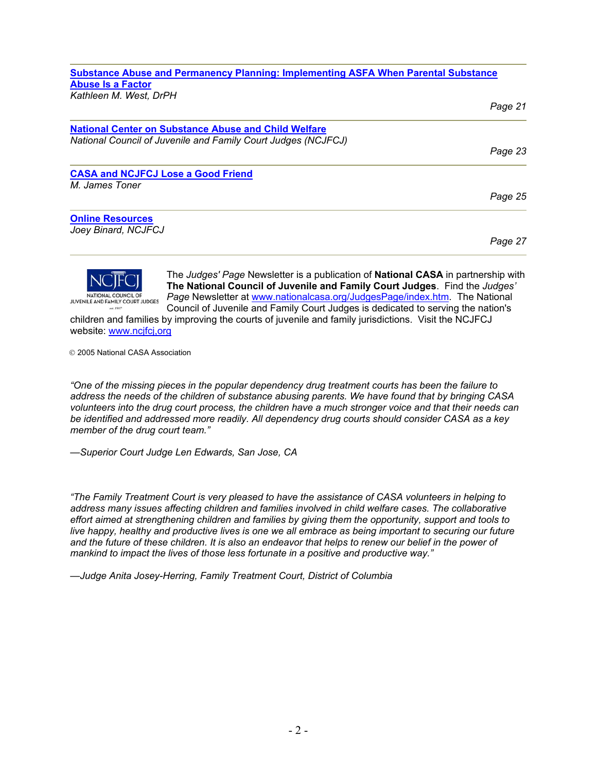[**Substance Abuse and Permanency Planning: Implementing ASFA When Parental Substance Abuse Is a Factor**](#)
*Kathleen M. West, DrPH*

*Page 21*

[**National Center on Substance Abuse and Child Welfare**](#)
*National Council of Juvenile and Family Court Judges (NCJFCJ)*

*Page 23*

[**CASA and NCJFCJ Lose a Good Friend**](#)
*M. James Toner*

*Page 25*

[**Online Resources**](#)
*Joey Binard, NCJFCJ*

*Page 27*

---

The *Judges' Page* Newsletter is a publication of **National CASA** in partnership with **The National Council of Juvenile and Family Court Judges**. Find the *Judges' Page* Newsletter at [www.nationalcasa.org/JudgesPage/index.htm](http://www.nationalcasa.org/JudgesPage/index.htm). The National Council of Juvenile and Family Court Judges is dedicated to serving the nation's children and families by improving the courts of juvenile and family jurisdictions. Visit the NCJFCJ website: [www.ncjfcj,org](http://www.ncjfcj.org)

© 2005 National CASA Association

*"One of the missing pieces in the popular dependency drug treatment courts has been the failure to address the needs of the children of substance abusing parents. We have found that by bringing CASA volunteers into the drug court process, the children have a much stronger voice and that their needs can be identified and addressed more readily. All dependency drug courts should consider CASA as a key member of the drug court team."*

*—Superior Court Judge Len Edwards, San Jose, CA*

*"The Family Treatment Court is very pleased to have the assistance of CASA volunteers in helping to address many issues affecting children and families involved in child welfare cases. The collaborative effort aimed at strengthening children and families by giving them the opportunity, support and tools to live happy, healthy and productive lives is one we all embrace as being important to securing our future and the future of these children. It is also an endeavor that helps to renew our belief in the power of mankind to impact the lives of those less fortunate in a positive and productive way."*

*—Judge Anita Josey-Herring, Family Treatment Court, District of Columbia*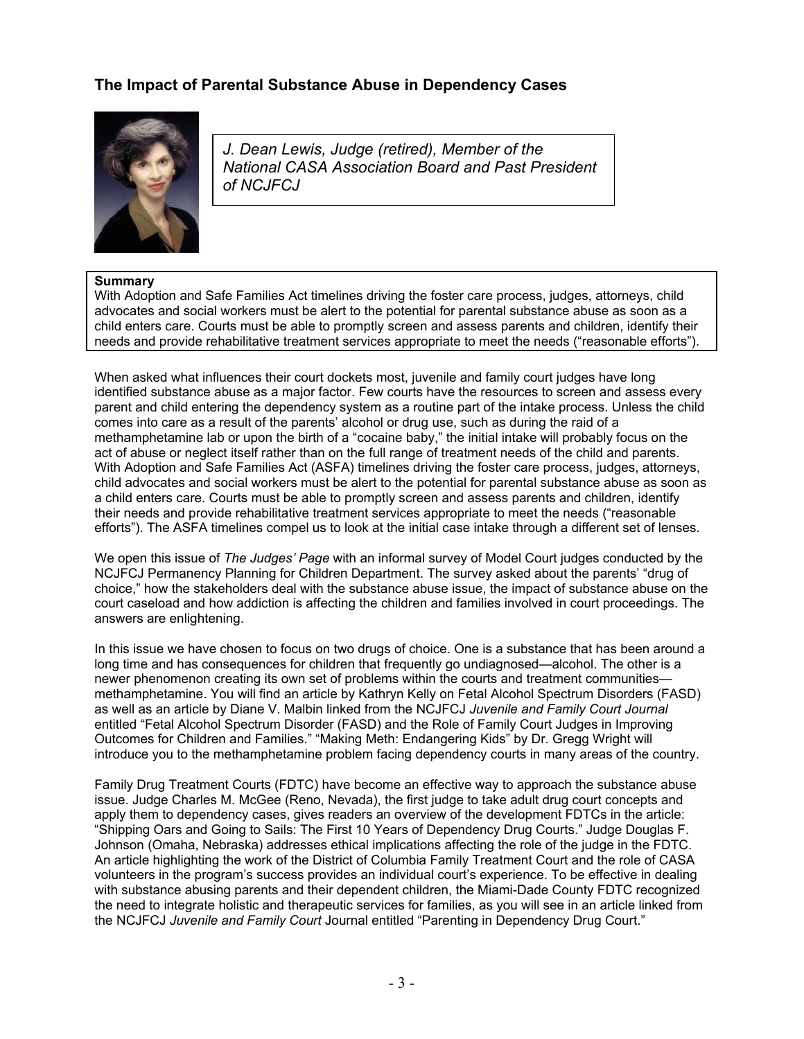## The Impact of Parental Substance Abuse in Dependency Cases

*J. Dean Lewis, Judge (retired), Member of the National CASA Association Board and Past President of NCJFCJ*

**Summary**
With Adoption and Safe Families Act timelines driving the foster care process, judges, attorneys, child advocates and social workers must be alert to the potential for parental substance abuse as soon as a child enters care. Courts must be able to promptly screen and assess parents and children, identify their needs and provide rehabilitative treatment services appropriate to meet the needs ("reasonable efforts").

When asked what influences their court dockets most, juvenile and family court judges have long identified substance abuse as a major factor. Few courts have the resources to screen and assess every parent and child entering the dependency system as a routine part of the intake process. Unless the child comes into care as a result of the parents' alcohol or drug use, such as during the raid of a methamphetamine lab or upon the birth of a "cocaine baby," the initial intake will probably focus on the act of abuse or neglect itself rather than on the full range of treatment needs of the child and parents. With Adoption and Safe Families Act (ASFA) timelines driving the foster care process, judges, attorneys, child advocates and social workers must be alert to the potential for parental substance abuse as soon as a child enters care. Courts must be able to promptly screen and assess parents and children, identify their needs and provide rehabilitative treatment services appropriate to meet the needs ("reasonable efforts"). The ASFA timelines compel us to look at the initial case intake through a different set of lenses.

We open this issue of *The Judges' Page* with an informal survey of Model Court judges conducted by the NCJFCJ Permanency Planning for Children Department. The survey asked about the parents' "drug of choice," how the stakeholders deal with the substance abuse issue, the impact of substance abuse on the court caseload and how addiction is affecting the children and families involved in court proceedings. The answers are enlightening.

In this issue we have chosen to focus on two drugs of choice. One is a substance that has been around a long time and has consequences for children that frequently go undiagnosed—alcohol. The other is a newer phenomenon creating its own set of problems within the courts and treatment communities—methamphetamine. You will find an article by Kathryn Kelly on Fetal Alcohol Spectrum Disorders (FASD) as well as an article by Diane V. Malbin linked from the NCJFCJ *Juvenile and Family Court Journal* entitled "Fetal Alcohol Spectrum Disorder (FASD) and the Role of Family Court Judges in Improving Outcomes for Children and Families." "Making Meth: Endangering Kids" by Dr. Gregg Wright will introduce you to the methamphetamine problem facing dependency courts in many areas of the country.

Family Drug Treatment Courts (FDTC) have become an effective way to approach the substance abuse issue. Judge Charles M. McGee (Reno, Nevada), the first judge to take adult drug court concepts and apply them to dependency cases, gives readers an overview of the development FDTCs in the article: "Shipping Oars and Going to Sails: The First 10 Years of Dependency Drug Courts." Judge Douglas F. Johnson (Omaha, Nebraska) addresses ethical implications affecting the role of the judge in the FDTC. An article highlighting the work of the District of Columbia Family Treatment Court and the role of CASA volunteers in the program's success provides an individual court's experience. To be effective in dealing with substance abusing parents and their dependent children, the Miami-Dade County FDTC recognized the need to integrate holistic and therapeutic services for families, as you will see in an article linked from the NCJFCJ *Juvenile and Family Court* Journal entitled "Parenting in Dependency Drug Court."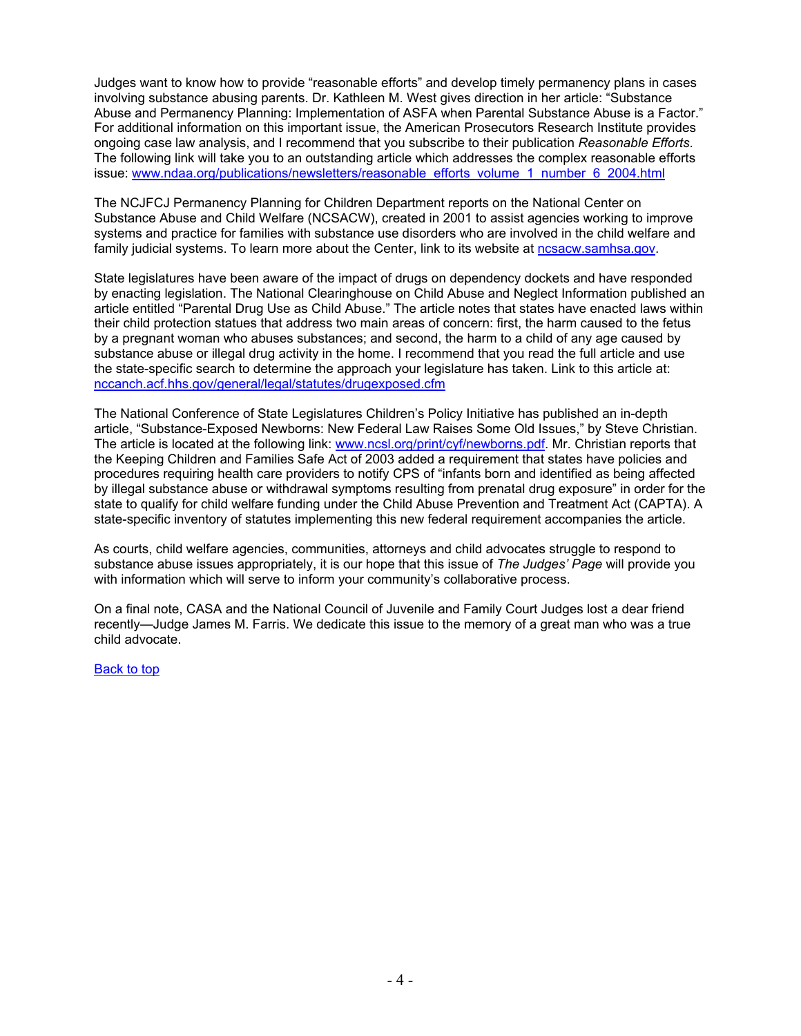Judges want to know how to provide "reasonable efforts" and develop timely permanency plans in cases involving substance abusing parents. Dr. Kathleen M. West gives direction in her article: "Substance Abuse and Permanency Planning: Implementation of ASFA when Parental Substance Abuse is a Factor." For additional information on this important issue, the American Prosecutors Research Institute provides ongoing case law analysis, and I recommend that you subscribe to their publication *Reasonable Efforts*. The following link will take you to an outstanding article which addresses the complex reasonable efforts issue: [www.ndaa.org/publications/newsletters/reasonable_efforts_volume_1_number_6_2004.html](www.ndaa.org/publications/newsletters/reasonable_efforts_volume_1_number_6_2004.html)

The NCJFCJ Permanency Planning for Children Department reports on the National Center on Substance Abuse and Child Welfare (NCSACW), created in 2001 to assist agencies working to improve systems and practice for families with substance use disorders who are involved in the child welfare and family judicial systems. To learn more about the Center, link to its website at [ncsacw.samhsa.gov](ncsacw.samhsa.gov).

State legislatures have been aware of the impact of drugs on dependency dockets and have responded by enacting legislation. The National Clearinghouse on Child Abuse and Neglect Information published an article entitled "Parental Drug Use as Child Abuse." The article notes that states have enacted laws within their child protection statues that address two main areas of concern: first, the harm caused to the fetus by a pregnant woman who abuses substances; and second, the harm to a child of any age caused by substance abuse or illegal drug activity in the home. I recommend that you read the full article and use the state-specific search to determine the approach your legislature has taken. Link to this article at: [nccanch.acf.hhs.gov/general/legal/statutes/drugexposed.cfm](nccanch.acf.hhs.gov/general/legal/statutes/drugexposed.cfm)

The National Conference of State Legislatures Children's Policy Initiative has published an in-depth article, "Substance-Exposed Newborns: New Federal Law Raises Some Old Issues," by Steve Christian. The article is located at the following link: [www.ncsl.org/print/cyf/newborns.pdf](www.ncsl.org/print/cyf/newborns.pdf). Mr. Christian reports that the Keeping Children and Families Safe Act of 2003 added a requirement that states have policies and procedures requiring health care providers to notify CPS of "infants born and identified as being affected by illegal substance abuse or withdrawal symptoms resulting from prenatal drug exposure" in order for the state to qualify for child welfare funding under the Child Abuse Prevention and Treatment Act (CAPTA). A state-specific inventory of statutes implementing this new federal requirement accompanies the article.

As courts, child welfare agencies, communities, attorneys and child advocates struggle to respond to substance abuse issues appropriately, it is our hope that this issue of *The Judges' Page* will provide you with information which will serve to inform your community's collaborative process.

On a final note, CASA and the National Council of Juvenile and Family Court Judges lost a dear friend recently—Judge James M. Farris. We dedicate this issue to the memory of a great man who was a true child advocate.

Back to top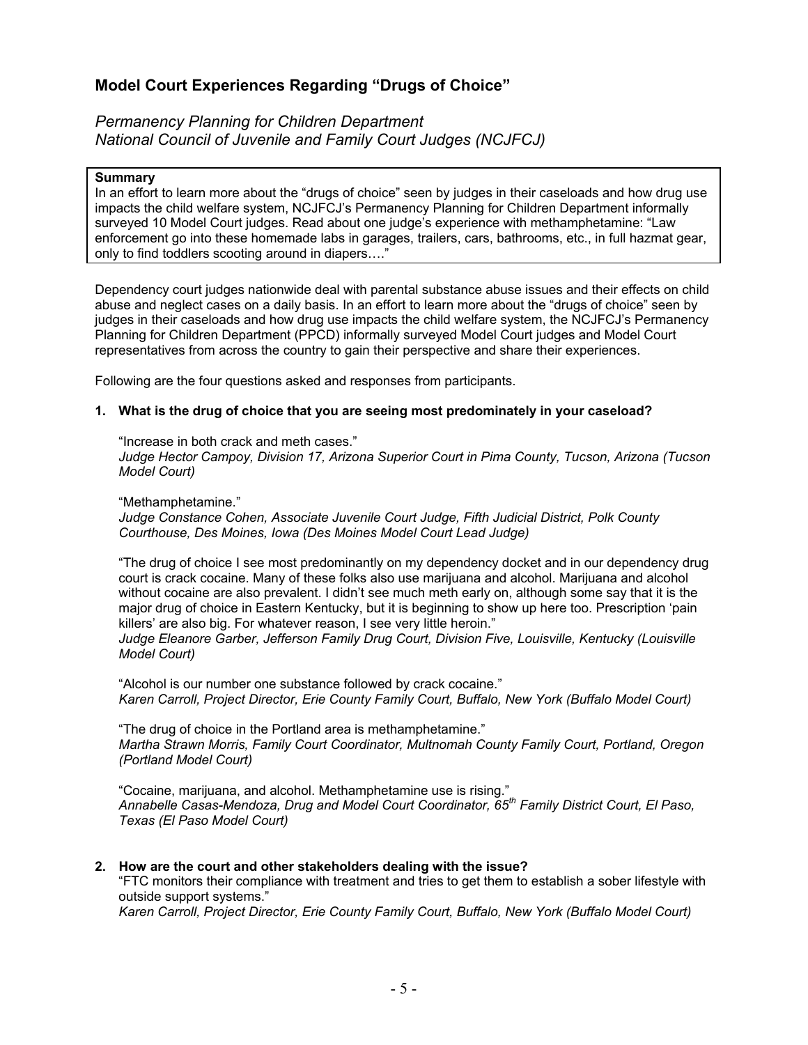## Model Court Experiences Regarding "Drugs of Choice"

*Permanency Planning for Children Department*
*National Council of Juvenile and Family Court Judges (NCJFCJ)*

> **Summary**
> In an effort to learn more about the "drugs of choice" seen by judges in their caseloads and how drug use impacts the child welfare system, NCJFCJ's Permanency Planning for Children Department informally surveyed 10 Model Court judges. Read about one judge's experience with methamphetamine: "Law enforcement go into these homemade labs in garages, trailers, cars, bathrooms, etc., in full hazmat gear, only to find toddlers scooting around in diapers…."

Dependency court judges nationwide deal with parental substance abuse issues and their effects on child abuse and neglect cases on a daily basis. In an effort to learn more about the "drugs of choice" seen by judges in their caseloads and how drug use impacts the child welfare system, the NCJFCJ's Permanency Planning for Children Department (PPCD) informally surveyed Model Court judges and Model Court representatives from across the country to gain their perspective and share their experiences.

Following are the four questions asked and responses from participants.

**1. What is the drug of choice that you are seeing most predominately in your caseload?**

"Increase in both crack and meth cases."
*Judge Hector Campoy, Division 17, Arizona Superior Court in Pima County, Tucson, Arizona (Tucson Model Court)*

"Methamphetamine."
*Judge Constance Cohen, Associate Juvenile Court Judge, Fifth Judicial District, Polk County Courthouse, Des Moines, Iowa (Des Moines Model Court Lead Judge)*

"The drug of choice I see most predominantly on my dependency docket and in our dependency drug court is crack cocaine. Many of these folks also use marijuana and alcohol. Marijuana and alcohol without cocaine are also prevalent. I didn't see much meth early on, although some say that it is the major drug of choice in Eastern Kentucky, but it is beginning to show up here too. Prescription 'pain killers' are also big. For whatever reason, I see very little heroin."
*Judge Eleanore Garber, Jefferson Family Drug Court, Division Five, Louisville, Kentucky (Louisville Model Court)*

"Alcohol is our number one substance followed by crack cocaine."
*Karen Carroll, Project Director, Erie County Family Court, Buffalo, New York (Buffalo Model Court)*

"The drug of choice in the Portland area is methamphetamine."
*Martha Strawn Morris, Family Court Coordinator, Multnomah County Family Court, Portland, Oregon (Portland Model Court)*

"Cocaine, marijuana, and alcohol. Methamphetamine use is rising."
*Annabelle Casas-Mendoza, Drug and Model Court Coordinator, 65th Family District Court, El Paso, Texas (El Paso Model Court)*

**2. How are the court and other stakeholders dealing with the issue?**

"FTC monitors their compliance with treatment and tries to get them to establish a sober lifestyle with outside support systems."
*Karen Carroll, Project Director, Erie County Family Court, Buffalo, New York (Buffalo Model Court)*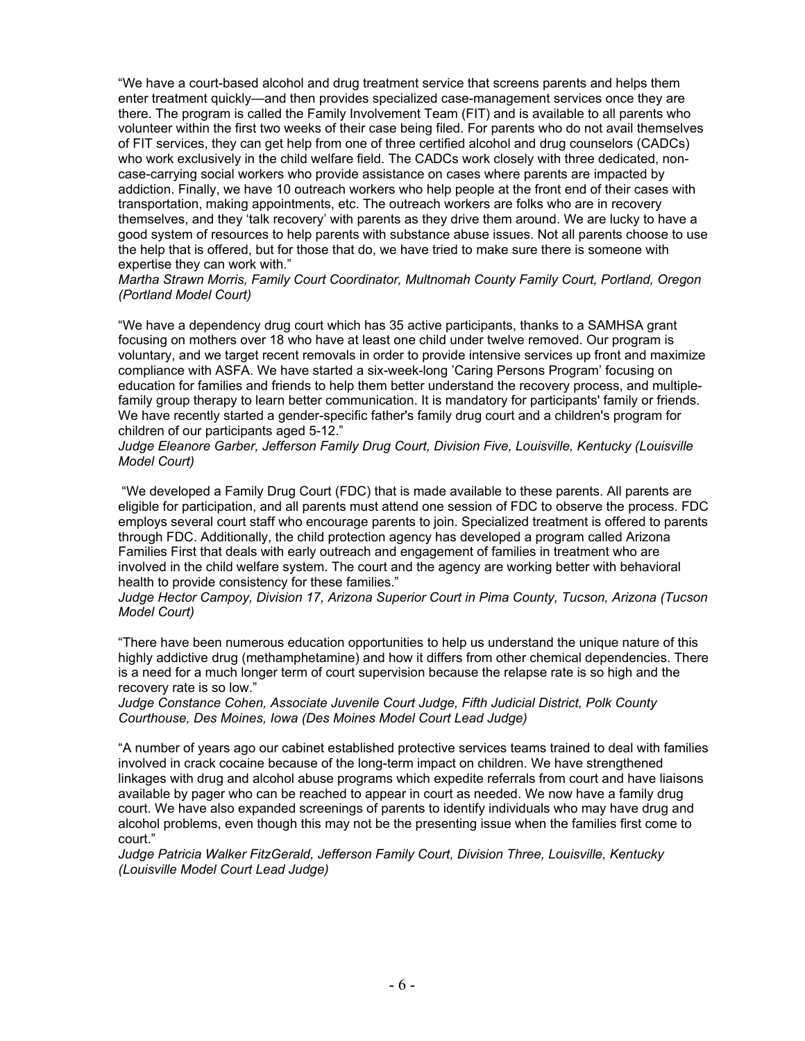"We have a court-based alcohol and drug treatment service that screens parents and helps them enter treatment quickly—and then provides specialized case-management services once they are there. The program is called the Family Involvement Team (FIT) and is available to all parents who volunteer within the first two weeks of their case being filed. For parents who do not avail themselves of FIT services, they can get help from one of three certified alcohol and drug counselors (CADCs) who work exclusively in the child welfare field. The CADCs work closely with three dedicated, non-case-carrying social workers who provide assistance on cases where parents are impacted by addiction. Finally, we have 10 outreach workers who help people at the front end of their cases with transportation, making appointments, etc. The outreach workers are folks who are in recovery themselves, and they 'talk recovery' with parents as they drive them around. We are lucky to have a good system of resources to help parents with substance abuse issues. Not all parents choose to use the help that is offered, but for those that do, we have tried to make sure there is someone with expertise they can work with."

*Martha Strawn Morris, Family Court Coordinator, Multnomah County Family Court, Portland, Oregon (Portland Model Court)*

"We have a dependency drug court which has 35 active participants, thanks to a SAMHSA grant focusing on mothers over 18 who have at least one child under twelve removed. Our program is voluntary, and we target recent removals in order to provide intensive services up front and maximize compliance with ASFA. We have started a six-week-long 'Caring Persons Program' focusing on education for families and friends to help them better understand the recovery process, and multiple-family group therapy to learn better communication. It is mandatory for participants' family or friends. We have recently started a gender-specific father's family drug court and a children's program for children of our participants aged 5-12."

*Judge Eleanore Garber, Jefferson Family Drug Court, Division Five, Louisville, Kentucky (Louisville Model Court)*

"We developed a Family Drug Court (FDC) that is made available to these parents. All parents are eligible for participation, and all parents must attend one session of FDC to observe the process. FDC employs several court staff who encourage parents to join. Specialized treatment is offered to parents through FDC. Additionally, the child protection agency has developed a program called Arizona Families First that deals with early outreach and engagement of families in treatment who are involved in the child welfare system. The court and the agency are working better with behavioral health to provide consistency for these families."

*Judge Hector Campoy, Division 17, Arizona Superior Court in Pima County, Tucson, Arizona (Tucson Model Court)*

"There have been numerous education opportunities to help us understand the unique nature of this highly addictive drug (methamphetamine) and how it differs from other chemical dependencies. There is a need for a much longer term of court supervision because the relapse rate is so high and the recovery rate is so low."

*Judge Constance Cohen, Associate Juvenile Court Judge, Fifth Judicial District, Polk County Courthouse, Des Moines, Iowa (Des Moines Model Court Lead Judge)*

"A number of years ago our cabinet established protective services teams trained to deal with families involved in crack cocaine because of the long-term impact on children. We have strengthened linkages with drug and alcohol abuse programs which expedite referrals from court and have liaisons available by pager who can be reached to appear in court as needed. We now have a family drug court. We have also expanded screenings of parents to identify individuals who may have drug and alcohol problems, even though this may not be the presenting issue when the families first come to court."

*Judge Patricia Walker FitzGerald, Jefferson Family Court, Division Three, Louisville, Kentucky (Louisville Model Court Lead Judge)*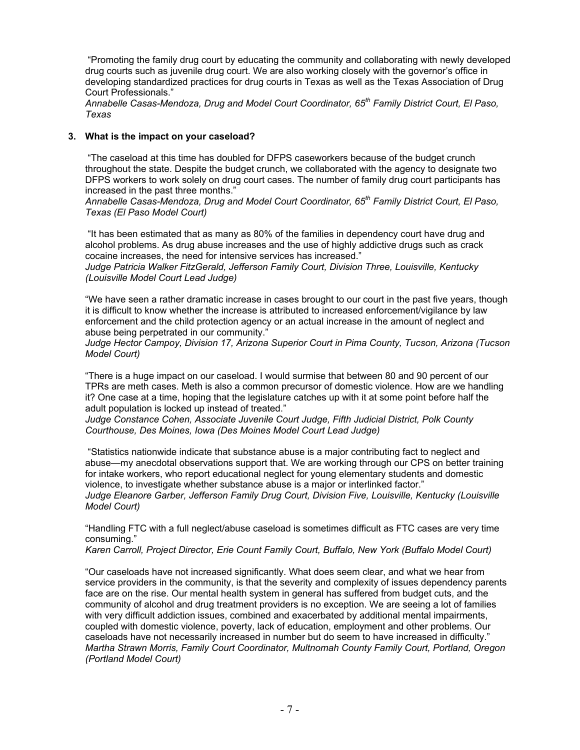"Promoting the family drug court by educating the community and collaborating with newly developed drug courts such as juvenile drug court. We are also working closely with the governor's office in developing standardized practices for drug courts in Texas as well as the Texas Association of Drug Court Professionals."
*Annabelle Casas-Mendoza, Drug and Model Court Coordinator, 65th Family District Court, El Paso, Texas*

**3. What is the impact on your caseload?**

"The caseload at this time has doubled for DFPS caseworkers because of the budget crunch throughout the state. Despite the budget crunch, we collaborated with the agency to designate two DFPS workers to work solely on drug court cases. The number of family drug court participants has increased in the past three months."
*Annabelle Casas-Mendoza, Drug and Model Court Coordinator, 65th Family District Court, El Paso, Texas (El Paso Model Court)*

"It has been estimated that as many as 80% of the families in dependency court have drug and alcohol problems. As drug abuse increases and the use of highly addictive drugs such as crack cocaine increases, the need for intensive services has increased."
*Judge Patricia Walker FitzGerald, Jefferson Family Court, Division Three, Louisville, Kentucky (Louisville Model Court Lead Judge)*

"We have seen a rather dramatic increase in cases brought to our court in the past five years, though it is difficult to know whether the increase is attributed to increased enforcement/vigilance by law enforcement and the child protection agency or an actual increase in the amount of neglect and abuse being perpetrated in our community."
*Judge Hector Campoy, Division 17, Arizona Superior Court in Pima County, Tucson, Arizona (Tucson Model Court)*

"There is a huge impact on our caseload. I would surmise that between 80 and 90 percent of our TPRs are meth cases. Meth is also a common precursor of domestic violence. How are we handling it? One case at a time, hoping that the legislature catches up with it at some point before half the adult population is locked up instead of treated."
*Judge Constance Cohen, Associate Juvenile Court Judge, Fifth Judicial District, Polk County Courthouse, Des Moines, Iowa (Des Moines Model Court Lead Judge)*

"Statistics nationwide indicate that substance abuse is a major contributing fact to neglect and abuse—my anecdotal observations support that. We are working through our CPS on better training for intake workers, who report educational neglect for young elementary students and domestic violence, to investigate whether substance abuse is a major or interlinked factor."
*Judge Eleanore Garber, Jefferson Family Drug Court, Division Five, Louisville, Kentucky (Louisville Model Court)*

"Handling FTC with a full neglect/abuse caseload is sometimes difficult as FTC cases are very time consuming."
*Karen Carroll, Project Director, Erie Count Family Court, Buffalo, New York (Buffalo Model Court)*

"Our caseloads have not increased significantly. What does seem clear, and what we hear from service providers in the community, is that the severity and complexity of issues dependency parents face are on the rise. Our mental health system in general has suffered from budget cuts, and the community of alcohol and drug treatment providers is no exception. We are seeing a lot of families with very difficult addiction issues, combined and exacerbated by additional mental impairments, coupled with domestic violence, poverty, lack of education, employment and other problems. Our caseloads have not necessarily increased in number but do seem to have increased in difficulty."
*Martha Strawn Morris, Family Court Coordinator, Multnomah County Family Court, Portland, Oregon (Portland Model Court)*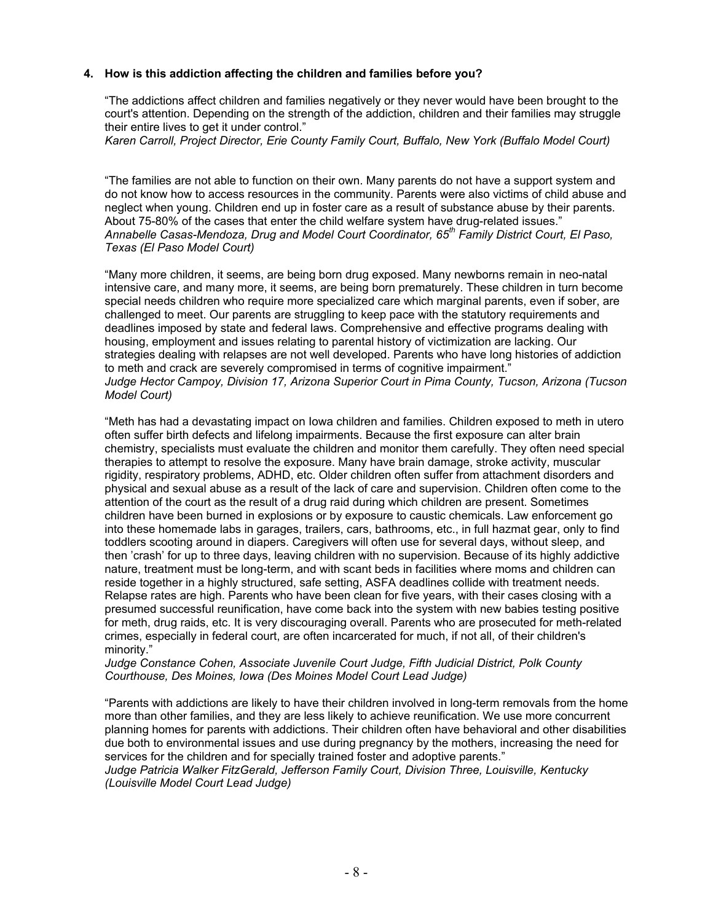**4. How is this addiction affecting the children and families before you?**

"The addictions affect children and families negatively or they never would have been brought to the court's attention. Depending on the strength of the addiction, children and their families may struggle their entire lives to get it under control."
*Karen Carroll, Project Director, Erie County Family Court, Buffalo, New York (Buffalo Model Court)*

"The families are not able to function on their own. Many parents do not have a support system and do not know how to access resources in the community. Parents were also victims of child abuse and neglect when young. Children end up in foster care as a result of substance abuse by their parents. About 75-80% of the cases that enter the child welfare system have drug-related issues."
*Annabelle Casas-Mendoza, Drug and Model Court Coordinator, 65th Family District Court, El Paso, Texas (El Paso Model Court)*

"Many more children, it seems, are being born drug exposed. Many newborns remain in neo-natal intensive care, and many more, it seems, are being born prematurely. These children in turn become special needs children who require more specialized care which marginal parents, even if sober, are challenged to meet. Our parents are struggling to keep pace with the statutory requirements and deadlines imposed by state and federal laws. Comprehensive and effective programs dealing with housing, employment and issues relating to parental history of victimization are lacking. Our strategies dealing with relapses are not well developed. Parents who have long histories of addiction to meth and crack are severely compromised in terms of cognitive impairment."
*Judge Hector Campoy, Division 17, Arizona Superior Court in Pima County, Tucson, Arizona (Tucson Model Court)*

"Meth has had a devastating impact on Iowa children and families. Children exposed to meth in utero often suffer birth defects and lifelong impairments. Because the first exposure can alter brain chemistry, specialists must evaluate the children and monitor them carefully. They often need special therapies to attempt to resolve the exposure. Many have brain damage, stroke activity, muscular rigidity, respiratory problems, ADHD, etc. Older children often suffer from attachment disorders and physical and sexual abuse as a result of the lack of care and supervision. Children often come to the attention of the court as the result of a drug raid during which children are present. Sometimes children have been burned in explosions or by exposure to caustic chemicals. Law enforcement go into these homemade labs in garages, trailers, cars, bathrooms, etc., in full hazmat gear, only to find toddlers scooting around in diapers. Caregivers will often use for several days, without sleep, and then 'crash' for up to three days, leaving children with no supervision. Because of its highly addictive nature, treatment must be long-term, and with scant beds in facilities where moms and children can reside together in a highly structured, safe setting, ASFA deadlines collide with treatment needs. Relapse rates are high. Parents who have been clean for five years, with their cases closing with a presumed successful reunification, have come back into the system with new babies testing positive for meth, drug raids, etc. It is very discouraging overall. Parents who are prosecuted for meth-related crimes, especially in federal court, are often incarcerated for much, if not all, of their children's minority."
*Judge Constance Cohen, Associate Juvenile Court Judge, Fifth Judicial District, Polk County Courthouse, Des Moines, Iowa (Des Moines Model Court Lead Judge)*

"Parents with addictions are likely to have their children involved in long-term removals from the home more than other families, and they are less likely to achieve reunification. We use more concurrent planning homes for parents with addictions. Their children often have behavioral and other disabilities due both to environmental issues and use during pregnancy by the mothers, increasing the need for services for the children and for specially trained foster and adoptive parents."
*Judge Patricia Walker FitzGerald, Jefferson Family Court, Division Three, Louisville, Kentucky (Louisville Model Court Lead Judge)*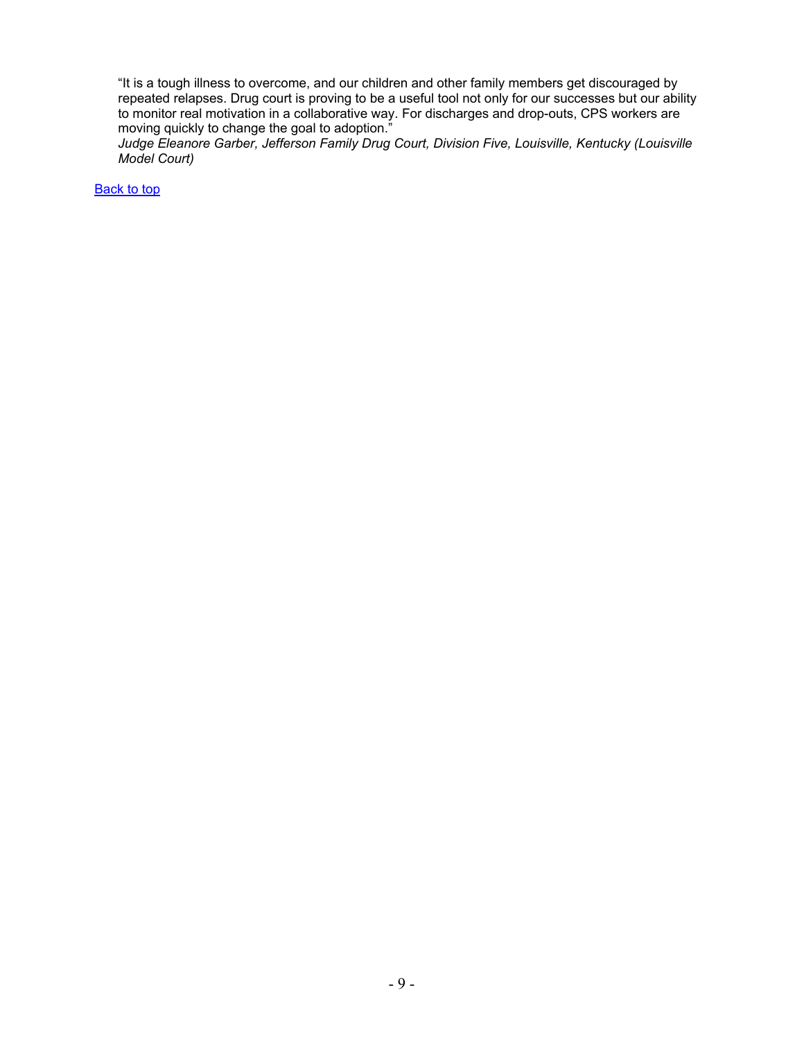"It is a tough illness to overcome, and our children and other family members get discouraged by repeated relapses. Drug court is proving to be a useful tool not only for our successes but our ability to monitor real motivation in a collaborative way. For discharges and drop-outs, CPS workers are moving quickly to change the goal to adoption."
*Judge Eleanore Garber, Jefferson Family Drug Court, Division Five, Louisville, Kentucky (Louisville Model Court)*

Back to top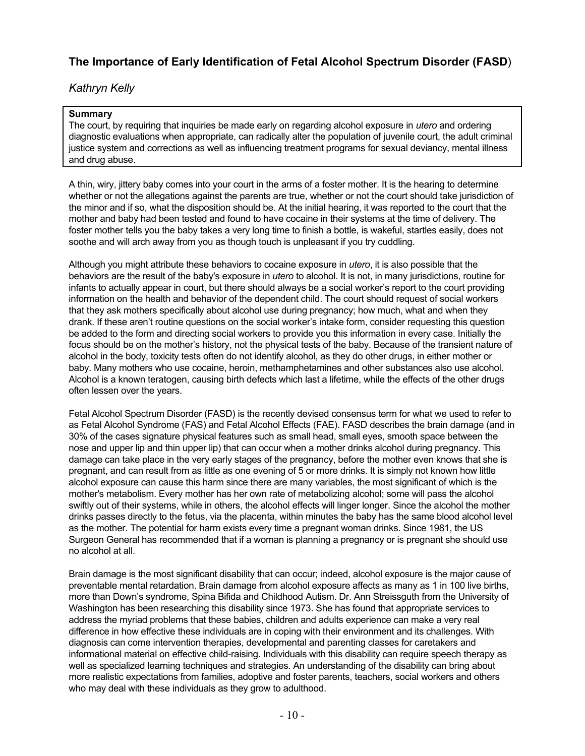## The Importance of Early Identification of Fetal Alcohol Spectrum Disorder (FASD)

*Kathryn Kelly*

> **Summary**
> The court, by requiring that inquiries be made early on regarding alcohol exposure in *utero* and ordering diagnostic evaluations when appropriate, can radically alter the population of juvenile court, the adult criminal justice system and corrections as well as influencing treatment programs for sexual deviancy, mental illness and drug abuse.

A thin, wiry, jittery baby comes into your court in the arms of a foster mother. It is the hearing to determine whether or not the allegations against the parents are true, whether or not the court should take jurisdiction of the minor and if so, what the disposition should be. At the initial hearing, it was reported to the court that the mother and baby had been tested and found to have cocaine in their systems at the time of delivery. The foster mother tells you the baby takes a very long time to finish a bottle, is wakeful, startles easily, does not soothe and will arch away from you as though touch is unpleasant if you try cuddling.

Although you might attribute these behaviors to cocaine exposure in *utero*, it is also possible that the behaviors are the result of the baby's exposure in *utero* to alcohol. It is not, in many jurisdictions, routine for infants to actually appear in court, but there should always be a social worker's report to the court providing information on the health and behavior of the dependent child. The court should request of social workers that they ask mothers specifically about alcohol use during pregnancy; how much, what and when they drank. If these aren't routine questions on the social worker's intake form, consider requesting this question be added to the form and directing social workers to provide you this information in every case. Initially the focus should be on the mother's history, not the physical tests of the baby. Because of the transient nature of alcohol in the body, toxicity tests often do not identify alcohol, as they do other drugs, in either mother or baby. Many mothers who use cocaine, heroin, methamphetamines and other substances also use alcohol. Alcohol is a known teratogen, causing birth defects which last a lifetime, while the effects of the other drugs often lessen over the years.

Fetal Alcohol Spectrum Disorder (FASD) is the recently devised consensus term for what we used to refer to as Fetal Alcohol Syndrome (FAS) and Fetal Alcohol Effects (FAE). FASD describes the brain damage (and in 30% of the cases signature physical features such as small head, small eyes, smooth space between the nose and upper lip and thin upper lip) that can occur when a mother drinks alcohol during pregnancy. This damage can take place in the very early stages of the pregnancy, before the mother even knows that she is pregnant, and can result from as little as one evening of 5 or more drinks. It is simply not known how little alcohol exposure can cause this harm since there are many variables, the most significant of which is the mother's metabolism. Every mother has her own rate of metabolizing alcohol; some will pass the alcohol swiftly out of their systems, while in others, the alcohol effects will linger longer. Since the alcohol the mother drinks passes directly to the fetus, via the placenta, within minutes the baby has the same blood alcohol level as the mother. The potential for harm exists every time a pregnant woman drinks. Since 1981, the US Surgeon General has recommended that if a woman is planning a pregnancy or is pregnant she should use no alcohol at all.

Brain damage is the most significant disability that can occur; indeed, alcohol exposure is the major cause of preventable mental retardation. Brain damage from alcohol exposure affects as many as 1 in 100 live births, more than Down's syndrome, Spina Bifida and Childhood Autism. Dr. Ann Streissguth from the University of Washington has been researching this disability since 1973. She has found that appropriate services to address the myriad problems that these babies, children and adults experience can make a very real difference in how effective these individuals are in coping with their environment and its challenges. With diagnosis can come intervention therapies, developmental and parenting classes for caretakers and informational material on effective child-raising. Individuals with this disability can require speech therapy as well as specialized learning techniques and strategies. An understanding of the disability can bring about more realistic expectations from families, adoptive and foster parents, teachers, social workers and others who may deal with these individuals as they grow to adulthood.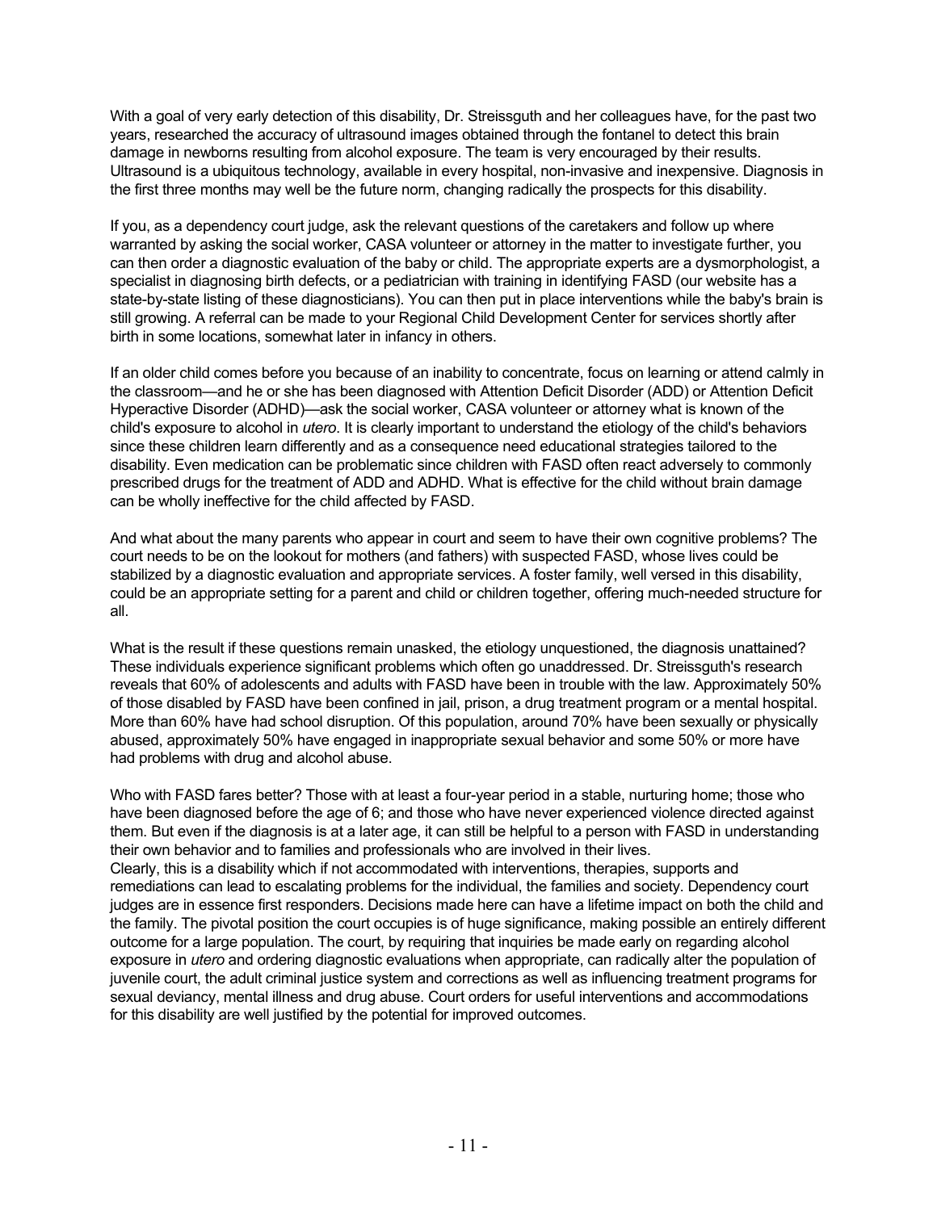With a goal of very early detection of this disability, Dr. Streissguth and her colleagues have, for the past two years, researched the accuracy of ultrasound images obtained through the fontanel to detect this brain damage in newborns resulting from alcohol exposure. The team is very encouraged by their results. Ultrasound is a ubiquitous technology, available in every hospital, non-invasive and inexpensive. Diagnosis in the first three months may well be the future norm, changing radically the prospects for this disability.

If you, as a dependency court judge, ask the relevant questions of the caretakers and follow up where warranted by asking the social worker, CASA volunteer or attorney in the matter to investigate further, you can then order a diagnostic evaluation of the baby or child. The appropriate experts are a dysmorphologist, a specialist in diagnosing birth defects, or a pediatrician with training in identifying FASD (our website has a state-by-state listing of these diagnosticians). You can then put in place interventions while the baby's brain is still growing. A referral can be made to your Regional Child Development Center for services shortly after birth in some locations, somewhat later in infancy in others.

If an older child comes before you because of an inability to concentrate, focus on learning or attend calmly in the classroom—and he or she has been diagnosed with Attention Deficit Disorder (ADD) or Attention Deficit Hyperactive Disorder (ADHD)—ask the social worker, CASA volunteer or attorney what is known of the child's exposure to alcohol in *utero*. It is clearly important to understand the etiology of the child's behaviors since these children learn differently and as a consequence need educational strategies tailored to the disability. Even medication can be problematic since children with FASD often react adversely to commonly prescribed drugs for the treatment of ADD and ADHD. What is effective for the child without brain damage can be wholly ineffective for the child affected by FASD.

And what about the many parents who appear in court and seem to have their own cognitive problems? The court needs to be on the lookout for mothers (and fathers) with suspected FASD, whose lives could be stabilized by a diagnostic evaluation and appropriate services. A foster family, well versed in this disability, could be an appropriate setting for a parent and child or children together, offering much-needed structure for all.

What is the result if these questions remain unasked, the etiology unquestioned, the diagnosis unattained? These individuals experience significant problems which often go unaddressed. Dr. Streissguth's research reveals that 60% of adolescents and adults with FASD have been in trouble with the law. Approximately 50% of those disabled by FASD have been confined in jail, prison, a drug treatment program or a mental hospital. More than 60% have had school disruption. Of this population, around 70% have been sexually or physically abused, approximately 50% have engaged in inappropriate sexual behavior and some 50% or more have had problems with drug and alcohol abuse.

Who with FASD fares better? Those with at least a four-year period in a stable, nurturing home; those who have been diagnosed before the age of 6; and those who have never experienced violence directed against them. But even if the diagnosis is at a later age, it can still be helpful to a person with FASD in understanding their own behavior and to families and professionals who are involved in their lives.

Clearly, this is a disability which if not accommodated with interventions, therapies, supports and remediations can lead to escalating problems for the individual, the families and society. Dependency court judges are in essence first responders. Decisions made here can have a lifetime impact on both the child and the family. The pivotal position the court occupies is of huge significance, making possible an entirely different outcome for a large population. The court, by requiring that inquiries be made early on regarding alcohol exposure in *utero* and ordering diagnostic evaluations when appropriate, can radically alter the population of juvenile court, the adult criminal justice system and corrections as well as influencing treatment programs for sexual deviancy, mental illness and drug abuse. Court orders for useful interventions and accommodations for this disability are well justified by the potential for improved outcomes.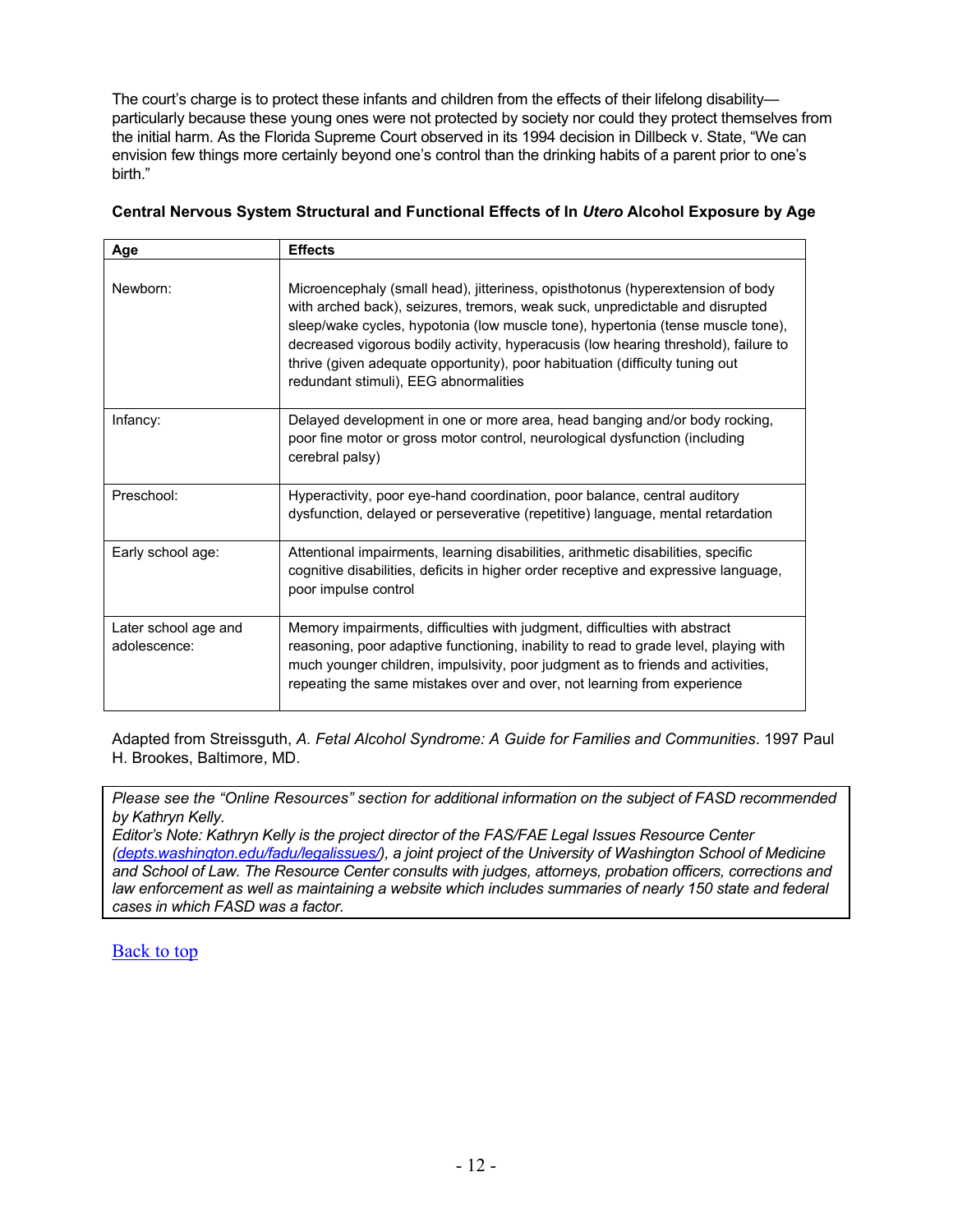The court's charge is to protect these infants and children from the effects of their lifelong disability—particularly because these young ones were not protected by society nor could they protect themselves from the initial harm. As the Florida Supreme Court observed in its 1994 decision in Dillbeck v. State, "We can envision few things more certainly beyond one's control than the drinking habits of a parent prior to one's birth."

**Central Nervous System Structural and Functional Effects of In *Utero* Alcohol Exposure by Age**

| Age | Effects |
|---|---|
| Newborn: | Microencephaly (small head), jitteriness, opisthotonus (hyperextension of body with arched back), seizures, tremors, weak suck, unpredictable and disrupted sleep/wake cycles, hypotonia (low muscle tone), hypertonia (tense muscle tone), decreased vigorous bodily activity, hyperacusis (low hearing threshold), failure to thrive (given adequate opportunity), poor habituation (difficulty tuning out redundant stimuli), EEG abnormalities |
| Infancy: | Delayed development in one or more area, head banging and/or body rocking, poor fine motor or gross motor control, neurological dysfunction (including cerebral palsy) |
| Preschool: | Hyperactivity, poor eye-hand coordination, poor balance, central auditory dysfunction, delayed or perseverative (repetitive) language, mental retardation |
| Early school age: | Attentional impairments, learning disabilities, arithmetic disabilities, specific cognitive disabilities, deficits in higher order receptive and expressive language, poor impulse control |
| Later school age and adolescence: | Memory impairments, difficulties with judgment, difficulties with abstract reasoning, poor adaptive functioning, inability to read to grade level, playing with much younger children, impulsivity, poor judgment as to friends and activities, repeating the same mistakes over and over, not learning from experience |

Adapted from Streissguth, *A. Fetal Alcohol Syndrome: A Guide for Families and Communities*. 1997 Paul H. Brookes, Baltimore, MD.

*Please see the "Online Resources" section for additional information on the subject of FASD recommended by Kathryn Kelly.*
*Editor's Note: Kathryn Kelly is the project director of the FAS/FAE Legal Issues Resource Center (depts.washington.edu/fadu/legalissues/), a joint project of the University of Washington School of Medicine and School of Law. The Resource Center consults with judges, attorneys, probation officers, corrections and law enforcement as well as maintaining a website which includes summaries of nearly 150 state and federal cases in which FASD was a factor.*

Back to top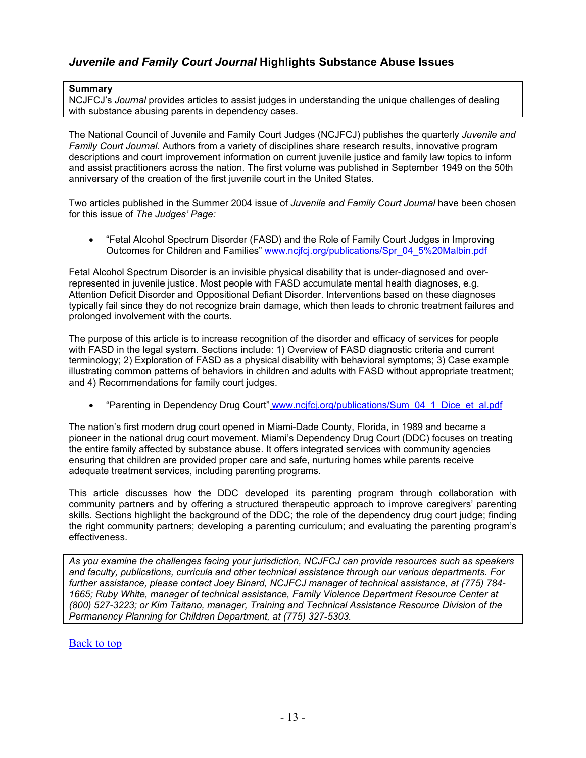## *Juvenile and Family Court Journal* Highlights Substance Abuse Issues

**Summary**
NCJFCJ's *Journal* provides articles to assist judges in understanding the unique challenges of dealing with substance abusing parents in dependency cases.

The National Council of Juvenile and Family Court Judges (NCJFCJ) publishes the quarterly *Juvenile and Family Court Journal*. Authors from a variety of disciplines share research results, innovative program descriptions and court improvement information on current juvenile justice and family law topics to inform and assist practitioners across the nation. The first volume was published in September 1949 on the 50th anniversary of the creation of the first juvenile court in the United States.

Two articles published in the Summer 2004 issue of *Juvenile and Family Court Journal* have been chosen for this issue of *The Judges' Page:*

- "Fetal Alcohol Spectrum Disorder (FASD) and the Role of Family Court Judges in Improving Outcomes for Children and Families" www.ncjfcj.org/publications/Spr_04_5%20Malbin.pdf

Fetal Alcohol Spectrum Disorder is an invisible physical disability that is under-diagnosed and over-represented in juvenile justice. Most people with FASD accumulate mental health diagnoses, e.g. Attention Deficit Disorder and Oppositional Defiant Disorder. Interventions based on these diagnoses typically fail since they do not recognize brain damage, which then leads to chronic treatment failures and prolonged involvement with the courts.

The purpose of this article is to increase recognition of the disorder and efficacy of services for people with FASD in the legal system. Sections include: 1) Overview of FASD diagnostic criteria and current terminology; 2) Exploration of FASD as a physical disability with behavioral symptoms; 3) Case example illustrating common patterns of behaviors in children and adults with FASD without appropriate treatment; and 4) Recommendations for family court judges.

- "Parenting in Dependency Drug Court" www.ncjfcj.org/publications/Sum_04_1_Dice_et_al.pdf

The nation's first modern drug court opened in Miami-Dade County, Florida, in 1989 and became a pioneer in the national drug court movement. Miami's Dependency Drug Court (DDC) focuses on treating the entire family affected by substance abuse. It offers integrated services with community agencies ensuring that children are provided proper care and safe, nurturing homes while parents receive adequate treatment services, including parenting programs.

This article discusses how the DDC developed its parenting program through collaboration with community partners and by offering a structured therapeutic approach to improve caregivers' parenting skills. Sections highlight the background of the DDC; the role of the dependency drug court judge; finding the right community partners; developing a parenting curriculum; and evaluating the parenting program's effectiveness.

*As you examine the challenges facing your jurisdiction, NCJFCJ can provide resources such as speakers and faculty, publications, curricula and other technical assistance through our various departments. For further assistance, please contact Joey Binard, NCJFCJ manager of technical assistance, at (775) 784-1665; Ruby White, manager of technical assistance, Family Violence Department Resource Center at (800) 527-3223; or Kim Taitano, manager, Training and Technical Assistance Resource Division of the Permanency Planning for Children Department, at (775) 327-5303.*

Back to top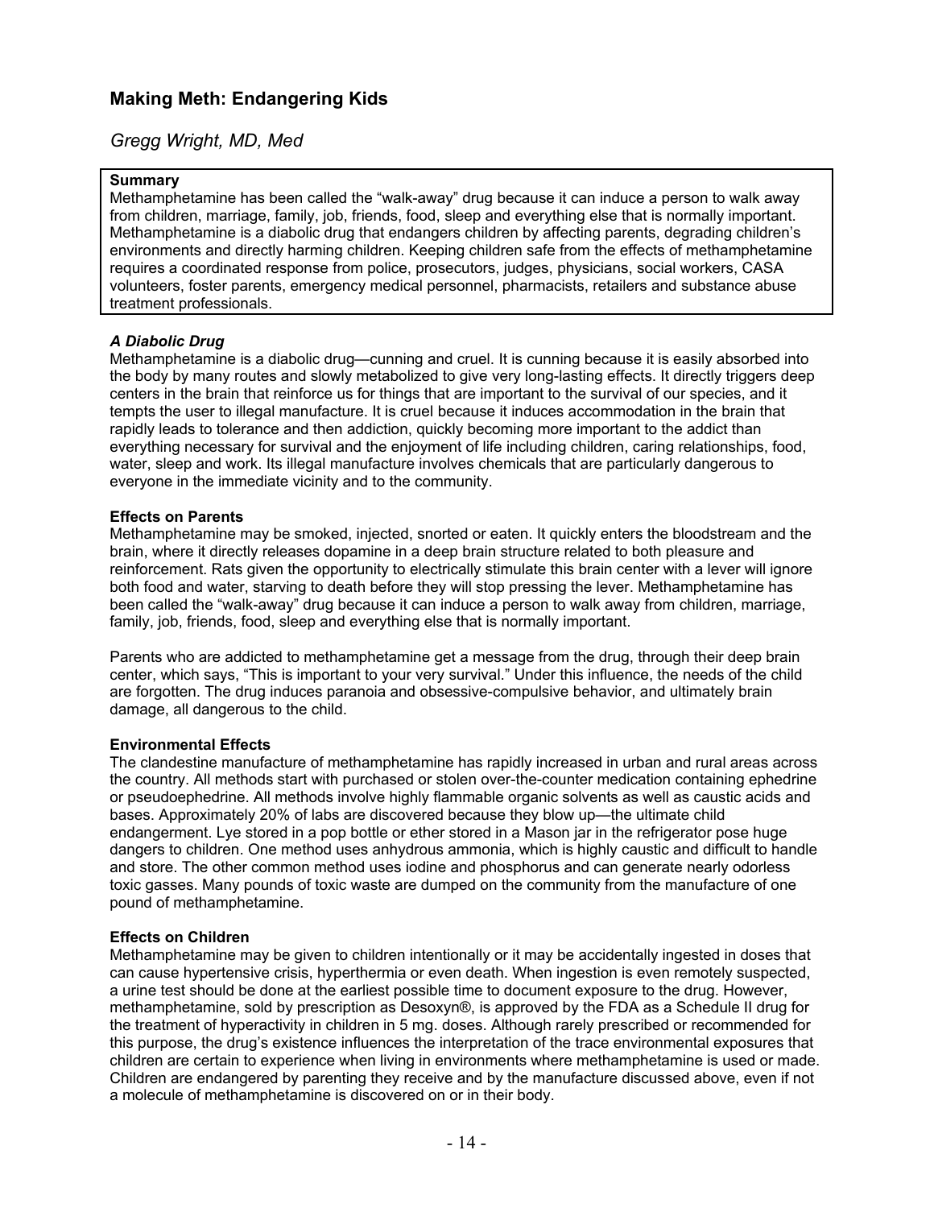## Making Meth: Endangering Kids

*Gregg Wright, MD, Med*

> **Summary**
> Methamphetamine has been called the "walk-away" drug because it can induce a person to walk away from children, marriage, family, job, friends, food, sleep and everything else that is normally important. Methamphetamine is a diabolic drug that endangers children by affecting parents, degrading children's environments and directly harming children. Keeping children safe from the effects of methamphetamine requires a coordinated response from police, prosecutors, judges, physicians, social workers, CASA volunteers, foster parents, emergency medical personnel, pharmacists, retailers and substance abuse treatment professionals.

### *A Diabolic Drug*

Methamphetamine is a diabolic drug—cunning and cruel. It is cunning because it is easily absorbed into the body by many routes and slowly metabolized to give very long-lasting effects. It directly triggers deep centers in the brain that reinforce us for things that are important to the survival of our species, and it tempts the user to illegal manufacture. It is cruel because it induces accommodation in the brain that rapidly leads to tolerance and then addiction, quickly becoming more important to the addict than everything necessary for survival and the enjoyment of life including children, caring relationships, food, water, sleep and work. Its illegal manufacture involves chemicals that are particularly dangerous to everyone in the immediate vicinity and to the community.

### Effects on Parents

Methamphetamine may be smoked, injected, snorted or eaten. It quickly enters the bloodstream and the brain, where it directly releases dopamine in a deep brain structure related to both pleasure and reinforcement. Rats given the opportunity to electrically stimulate this brain center with a lever will ignore both food and water, starving to death before they will stop pressing the lever. Methamphetamine has been called the "walk-away" drug because it can induce a person to walk away from children, marriage, family, job, friends, food, sleep and everything else that is normally important.

Parents who are addicted to methamphetamine get a message from the drug, through their deep brain center, which says, "This is important to your very survival." Under this influence, the needs of the child are forgotten. The drug induces paranoia and obsessive-compulsive behavior, and ultimately brain damage, all dangerous to the child.

### Environmental Effects

The clandestine manufacture of methamphetamine has rapidly increased in urban and rural areas across the country. All methods start with purchased or stolen over-the-counter medication containing ephedrine or pseudoephedrine. All methods involve highly flammable organic solvents as well as caustic acids and bases. Approximately 20% of labs are discovered because they blow up—the ultimate child endangerment. Lye stored in a pop bottle or ether stored in a Mason jar in the refrigerator pose huge dangers to children. One method uses anhydrous ammonia, which is highly caustic and difficult to handle and store. The other common method uses iodine and phosphorus and can generate nearly odorless toxic gasses. Many pounds of toxic waste are dumped on the community from the manufacture of one pound of methamphetamine.

### Effects on Children

Methamphetamine may be given to children intentionally or it may be accidentally ingested in doses that can cause hypertensive crisis, hyperthermia or even death. When ingestion is even remotely suspected, a urine test should be done at the earliest possible time to document exposure to the drug. However, methamphetamine, sold by prescription as Desoxyn®, is approved by the FDA as a Schedule II drug for the treatment of hyperactivity in children in 5 mg. doses. Although rarely prescribed or recommended for this purpose, the drug's existence influences the interpretation of the trace environmental exposures that children are certain to experience when living in environments where methamphetamine is used or made. Children are endangered by parenting they receive and by the manufacture discussed above, even if not a molecule of methamphetamine is discovered on or in their body.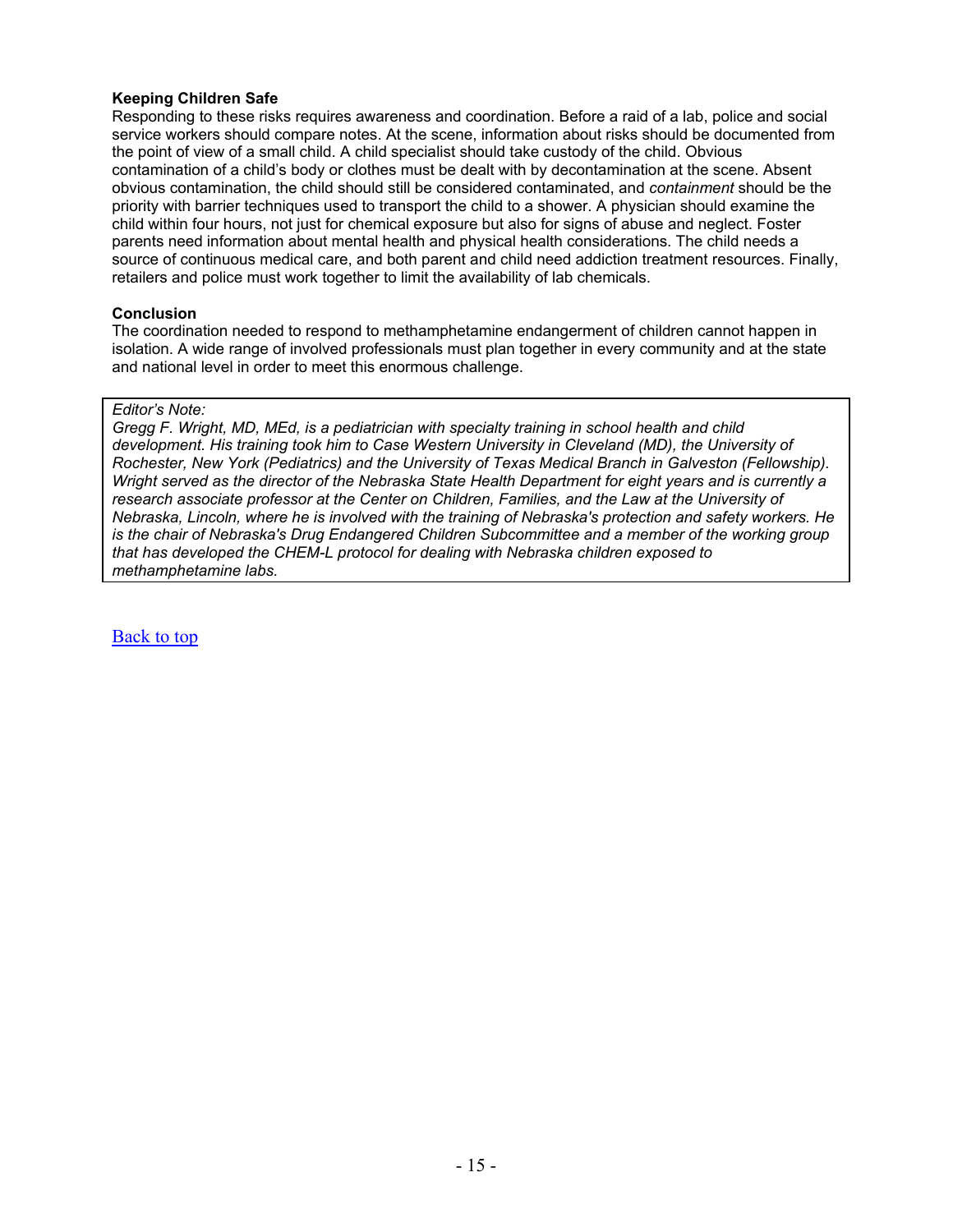**Keeping Children Safe**

Responding to these risks requires awareness and coordination. Before a raid of a lab, police and social service workers should compare notes. At the scene, information about risks should be documented from the point of view of a small child. A child specialist should take custody of the child. Obvious contamination of a child's body or clothes must be dealt with by decontamination at the scene. Absent obvious contamination, the child should still be considered contaminated, and *containment* should be the priority with barrier techniques used to transport the child to a shower. A physician should examine the child within four hours, not just for chemical exposure but also for signs of abuse and neglect. Foster parents need information about mental health and physical health considerations. The child needs a source of continuous medical care, and both parent and child need addiction treatment resources. Finally, retailers and police must work together to limit the availability of lab chemicals.

**Conclusion**

The coordination needed to respond to methamphetamine endangerment of children cannot happen in isolation. A wide range of involved professionals must plan together in every community and at the state and national level in order to meet this enormous challenge.

> *Editor's Note:*
> *Gregg F. Wright, MD, MEd, is a pediatrician with specialty training in school health and child development. His training took him to Case Western University in Cleveland (MD), the University of Rochester, New York (Pediatrics) and the University of Texas Medical Branch in Galveston (Fellowship). Wright served as the director of the Nebraska State Health Department for eight years and is currently a research associate professor at the Center on Children, Families, and the Law at the University of Nebraska, Lincoln, where he is involved with the training of Nebraska's protection and safety workers. He is the chair of Nebraska's Drug Endangered Children Subcommittee and a member of the working group that has developed the CHEM-L protocol for dealing with Nebraska children exposed to methamphetamine labs.*

Back to top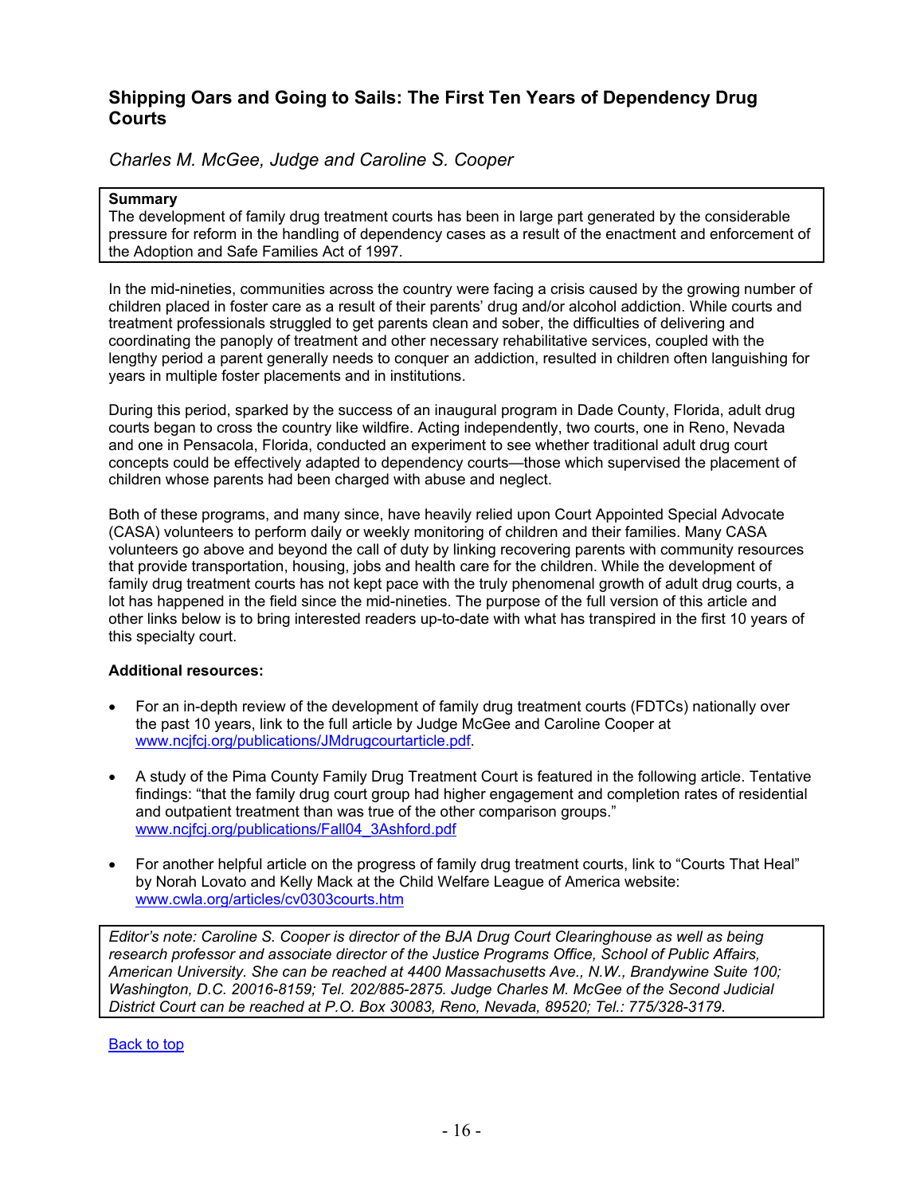## Shipping Oars and Going to Sails: The First Ten Years of Dependency Drug Courts

*Charles M. McGee, Judge and Caroline S. Cooper*

**Summary**
The development of family drug treatment courts has been in large part generated by the considerable pressure for reform in the handling of dependency cases as a result of the enactment and enforcement of the Adoption and Safe Families Act of 1997.

In the mid-nineties, communities across the country were facing a crisis caused by the growing number of children placed in foster care as a result of their parents' drug and/or alcohol addiction. While courts and treatment professionals struggled to get parents clean and sober, the difficulties of delivering and coordinating the panoply of treatment and other necessary rehabilitative services, coupled with the lengthy period a parent generally needs to conquer an addiction, resulted in children often languishing for years in multiple foster placements and in institutions.

During this period, sparked by the success of an inaugural program in Dade County, Florida, adult drug courts began to cross the country like wildfire. Acting independently, two courts, one in Reno, Nevada and one in Pensacola, Florida, conducted an experiment to see whether traditional adult drug court concepts could be effectively adapted to dependency courts—those which supervised the placement of children whose parents had been charged with abuse and neglect.

Both of these programs, and many since, have heavily relied upon Court Appointed Special Advocate (CASA) volunteers to perform daily or weekly monitoring of children and their families. Many CASA volunteers go above and beyond the call of duty by linking recovering parents with community resources that provide transportation, housing, jobs and health care for the children. While the development of family drug treatment courts has not kept pace with the truly phenomenal growth of adult drug courts, a lot has happened in the field since the mid-nineties. The purpose of the full version of this article and other links below is to bring interested readers up-to-date with what has transpired in the first 10 years of this specialty court.

**Additional resources:**

- For an in-depth review of the development of family drug treatment courts (FDTCs) nationally over the past 10 years, link to the full article by Judge McGee and Caroline Cooper at www.ncjfcj.org/publications/JMdrugcourtarticle.pdf.
- A study of the Pima County Family Drug Treatment Court is featured in the following article. Tentative findings: "that the family drug court group had higher engagement and completion rates of residential and outpatient treatment than was true of the other comparison groups." www.ncjfcj.org/publications/Fall04_3Ashford.pdf
- For another helpful article on the progress of family drug treatment courts, link to "Courts That Heal" by Norah Lovato and Kelly Mack at the Child Welfare League of America website: www.cwla.org/articles/cv0303courts.htm

*Editor's note: Caroline S. Cooper is director of the BJA Drug Court Clearinghouse as well as being research professor and associate director of the Justice Programs Office, School of Public Affairs, American University. She can be reached at 4400 Massachusetts Ave., N.W., Brandywine Suite 100; Washington, D.C. 20016-8159; Tel. 202/885-2875. Judge Charles M. McGee of the Second Judicial District Court can be reached at P.O. Box 30083, Reno, Nevada, 89520; Tel.: 775/328-3179.*

Back to top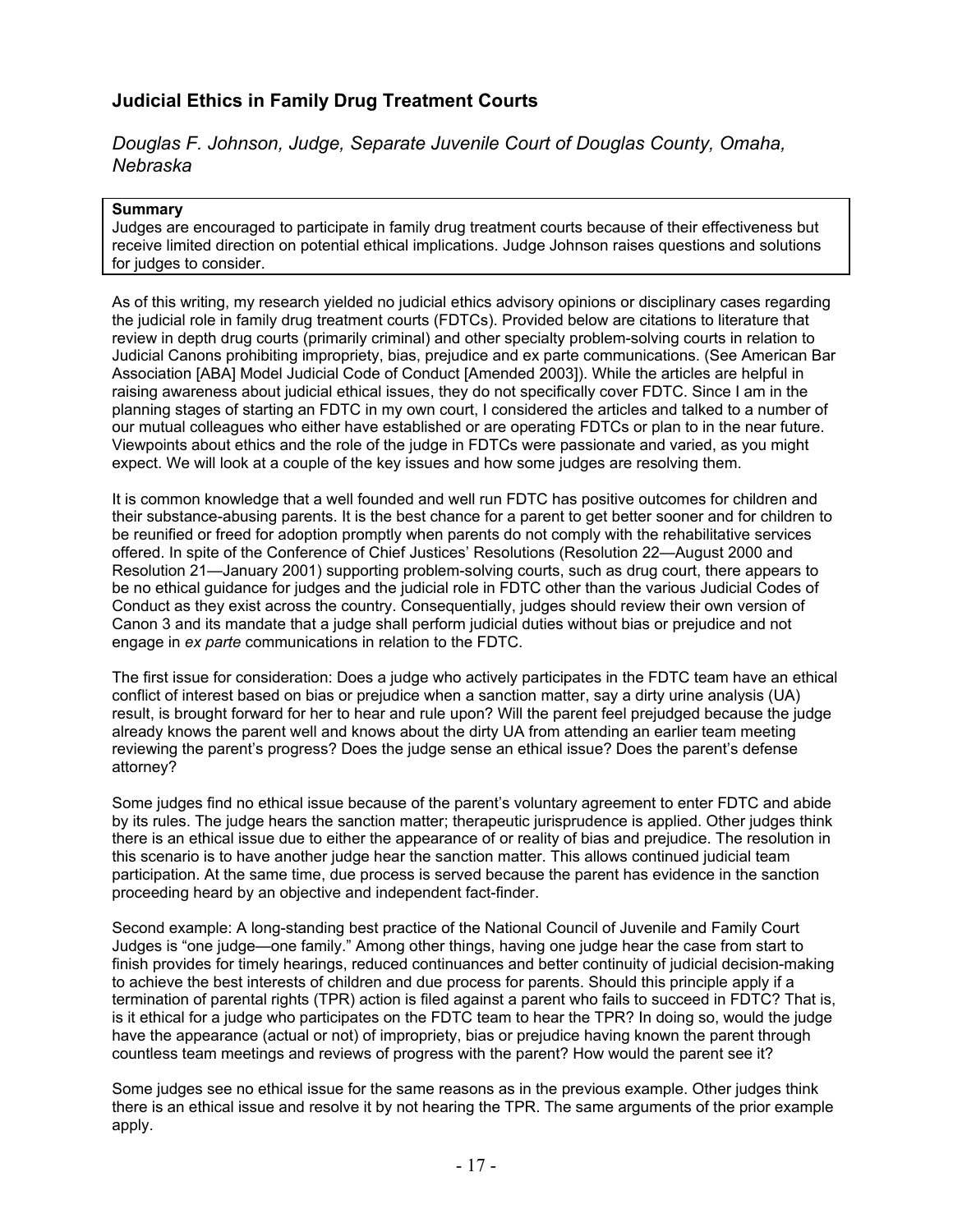## Judicial Ethics in Family Drug Treatment Courts

*Douglas F. Johnson, Judge, Separate Juvenile Court of Douglas County, Omaha, Nebraska*

**Summary**
Judges are encouraged to participate in family drug treatment courts because of their effectiveness but receive limited direction on potential ethical implications. Judge Johnson raises questions and solutions for judges to consider.

As of this writing, my research yielded no judicial ethics advisory opinions or disciplinary cases regarding the judicial role in family drug treatment courts (FDTCs). Provided below are citations to literature that review in depth drug courts (primarily criminal) and other specialty problem-solving courts in relation to Judicial Canons prohibiting impropriety, bias, prejudice and ex parte communications. (See American Bar Association [ABA] Model Judicial Code of Conduct [Amended 2003]). While the articles are helpful in raising awareness about judicial ethical issues, they do not specifically cover FDTC. Since I am in the planning stages of starting an FDTC in my own court, I considered the articles and talked to a number of our mutual colleagues who either have established or are operating FDTCs or plan to in the near future. Viewpoints about ethics and the role of the judge in FDTCs were passionate and varied, as you might expect. We will look at a couple of the key issues and how some judges are resolving them.

It is common knowledge that a well founded and well run FDTC has positive outcomes for children and their substance-abusing parents. It is the best chance for a parent to get better sooner and for children to be reunified or freed for adoption promptly when parents do not comply with the rehabilitative services offered. In spite of the Conference of Chief Justices' Resolutions (Resolution 22—August 2000 and Resolution 21—January 2001) supporting problem-solving courts, such as drug court, there appears to be no ethical guidance for judges and the judicial role in FDTC other than the various Judicial Codes of Conduct as they exist across the country. Consequentially, judges should review their own version of Canon 3 and its mandate that a judge shall perform judicial duties without bias or prejudice and not engage in *ex parte* communications in relation to the FDTC.

The first issue for consideration: Does a judge who actively participates in the FDTC team have an ethical conflict of interest based on bias or prejudice when a sanction matter, say a dirty urine analysis (UA) result, is brought forward for her to hear and rule upon? Will the parent feel prejudged because the judge already knows the parent well and knows about the dirty UA from attending an earlier team meeting reviewing the parent's progress? Does the judge sense an ethical issue? Does the parent's defense attorney?

Some judges find no ethical issue because of the parent's voluntary agreement to enter FDTC and abide by its rules. The judge hears the sanction matter; therapeutic jurisprudence is applied. Other judges think there is an ethical issue due to either the appearance of or reality of bias and prejudice. The resolution in this scenario is to have another judge hear the sanction matter. This allows continued judicial team participation. At the same time, due process is served because the parent has evidence in the sanction proceeding heard by an objective and independent fact-finder.

Second example: A long-standing best practice of the National Council of Juvenile and Family Court Judges is "one judge—one family." Among other things, having one judge hear the case from start to finish provides for timely hearings, reduced continuances and better continuity of judicial decision-making to achieve the best interests of children and due process for parents. Should this principle apply if a termination of parental rights (TPR) action is filed against a parent who fails to succeed in FDTC? That is, is it ethical for a judge who participates on the FDTC team to hear the TPR? In doing so, would the judge have the appearance (actual or not) of impropriety, bias or prejudice having known the parent through countless team meetings and reviews of progress with the parent? How would the parent see it?

Some judges see no ethical issue for the same reasons as in the previous example. Other judges think there is an ethical issue and resolve it by not hearing the TPR. The same arguments of the prior example apply.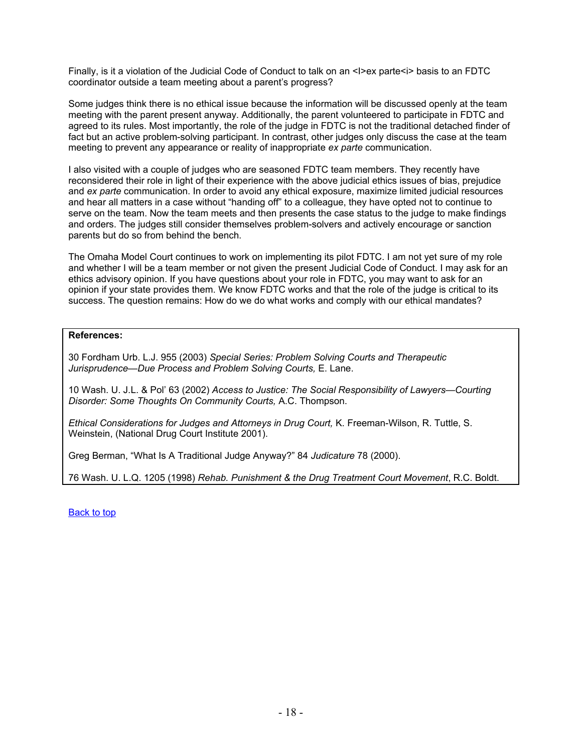Finally, is it a violation of the Judicial Code of Conduct to talk on an <I>ex parte<i> basis to an FDTC coordinator outside a team meeting about a parent's progress?

Some judges think there is no ethical issue because the information will be discussed openly at the team meeting with the parent present anyway. Additionally, the parent volunteered to participate in FDTC and agreed to its rules. Most importantly, the role of the judge in FDTC is not the traditional detached finder of fact but an active problem-solving participant. In contrast, other judges only discuss the case at the team meeting to prevent any appearance or reality of inappropriate *ex parte* communication.

I also visited with a couple of judges who are seasoned FDTC team members. They recently have reconsidered their role in light of their experience with the above judicial ethics issues of bias, prejudice and *ex parte* communication. In order to avoid any ethical exposure, maximize limited judicial resources and hear all matters in a case without "handing off" to a colleague, they have opted not to continue to serve on the team. Now the team meets and then presents the case status to the judge to make findings and orders. The judges still consider themselves problem-solvers and actively encourage or sanction parents but do so from behind the bench.

The Omaha Model Court continues to work on implementing its pilot FDTC. I am not yet sure of my role and whether I will be a team member or not given the present Judicial Code of Conduct. I may ask for an ethics advisory opinion. If you have questions about your role in FDTC, you may want to ask for an opinion if your state provides them. We know FDTC works and that the role of the judge is critical to its success. The question remains: How do we do what works and comply with our ethical mandates?

**References:**

30 Fordham Urb. L.J. 955 (2003) *Special Series: Problem Solving Courts and Therapeutic Jurisprudence—Due Process and Problem Solving Courts,* E. Lane.

10 Wash. U. J.L. & Pol' 63 (2002) *Access to Justice: The Social Responsibility of Lawyers—Courting Disorder: Some Thoughts On Community Courts,* A.C. Thompson.

*Ethical Considerations for Judges and Attorneys in Drug Court,* K. Freeman-Wilson, R. Tuttle, S. Weinstein, (National Drug Court Institute 2001).

Greg Berman, "What Is A Traditional Judge Anyway?" 84 *Judicature* 78 (2000).

76 Wash. U. L.Q. 1205 (1998) *Rehab. Punishment & the Drug Treatment Court Movement*, R.C. Boldt.

Back to top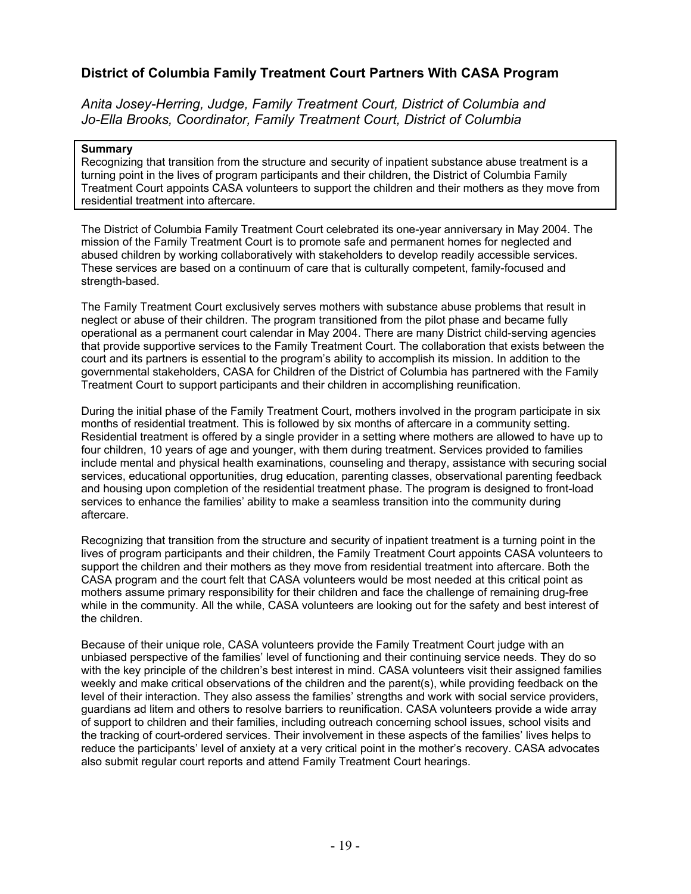## District of Columbia Family Treatment Court Partners With CASA Program

*Anita Josey-Herring, Judge, Family Treatment Court, District of Columbia and Jo-Ella Brooks, Coordinator, Family Treatment Court, District of Columbia*

**Summary**
Recognizing that transition from the structure and security of inpatient substance abuse treatment is a turning point in the lives of program participants and their children, the District of Columbia Family Treatment Court appoints CASA volunteers to support the children and their mothers as they move from residential treatment into aftercare.

The District of Columbia Family Treatment Court celebrated its one-year anniversary in May 2004. The mission of the Family Treatment Court is to promote safe and permanent homes for neglected and abused children by working collaboratively with stakeholders to develop readily accessible services. These services are based on a continuum of care that is culturally competent, family-focused and strength-based.

The Family Treatment Court exclusively serves mothers with substance abuse problems that result in neglect or abuse of their children. The program transitioned from the pilot phase and became fully operational as a permanent court calendar in May 2004. There are many District child-serving agencies that provide supportive services to the Family Treatment Court. The collaboration that exists between the court and its partners is essential to the program's ability to accomplish its mission. In addition to the governmental stakeholders, CASA for Children of the District of Columbia has partnered with the Family Treatment Court to support participants and their children in accomplishing reunification.

During the initial phase of the Family Treatment Court, mothers involved in the program participate in six months of residential treatment. This is followed by six months of aftercare in a community setting. Residential treatment is offered by a single provider in a setting where mothers are allowed to have up to four children, 10 years of age and younger, with them during treatment. Services provided to families include mental and physical health examinations, counseling and therapy, assistance with securing social services, educational opportunities, drug education, parenting classes, observational parenting feedback and housing upon completion of the residential treatment phase. The program is designed to front-load services to enhance the families' ability to make a seamless transition into the community during aftercare.

Recognizing that transition from the structure and security of inpatient treatment is a turning point in the lives of program participants and their children, the Family Treatment Court appoints CASA volunteers to support the children and their mothers as they move from residential treatment into aftercare. Both the CASA program and the court felt that CASA volunteers would be most needed at this critical point as mothers assume primary responsibility for their children and face the challenge of remaining drug-free while in the community. All the while, CASA volunteers are looking out for the safety and best interest of the children.

Because of their unique role, CASA volunteers provide the Family Treatment Court judge with an unbiased perspective of the families' level of functioning and their continuing service needs. They do so with the key principle of the children's best interest in mind. CASA volunteers visit their assigned families weekly and make critical observations of the children and the parent(s), while providing feedback on the level of their interaction. They also assess the families' strengths and work with social service providers, guardians ad litem and others to resolve barriers to reunification. CASA volunteers provide a wide array of support to children and their families, including outreach concerning school issues, school visits and the tracking of court-ordered services. Their involvement in these aspects of the families' lives helps to reduce the participants' level of anxiety at a very critical point in the mother's recovery. CASA advocates also submit regular court reports and attend Family Treatment Court hearings.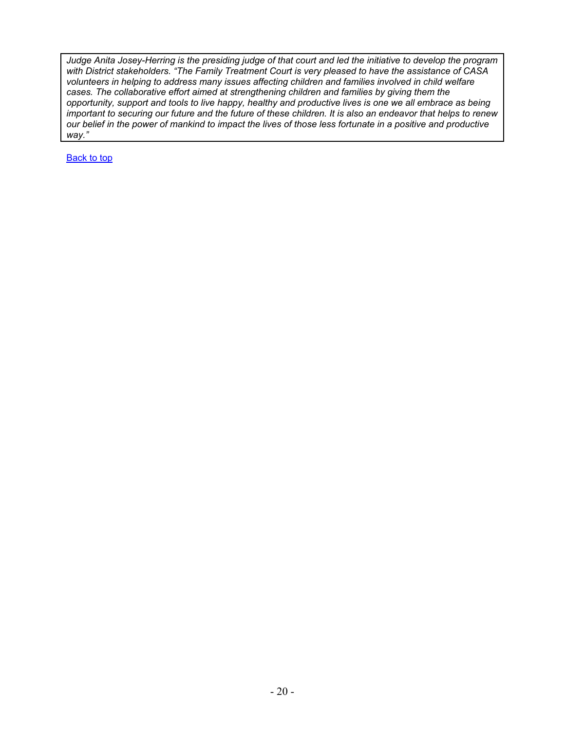*Judge Anita Josey-Herring is the presiding judge of that court and led the initiative to develop the program with District stakeholders. "The Family Treatment Court is very pleased to have the assistance of CASA volunteers in helping to address many issues affecting children and families involved in child welfare cases. The collaborative effort aimed at strengthening children and families by giving them the opportunity, support and tools to live happy, healthy and productive lives is one we all embrace as being important to securing our future and the future of these children. It is also an endeavor that helps to renew our belief in the power of mankind to impact the lives of those less fortunate in a positive and productive way."*

Back to top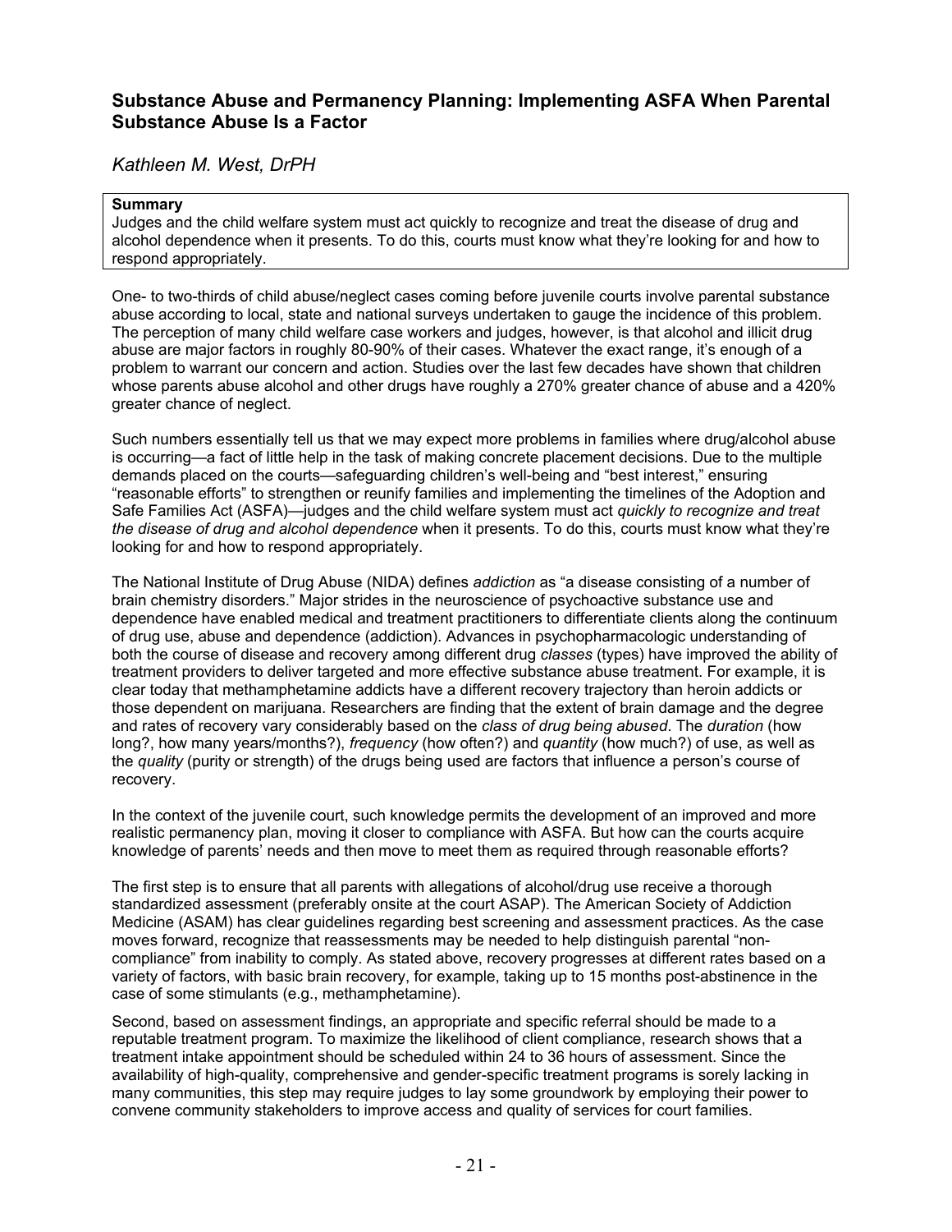## Substance Abuse and Permanency Planning: Implementing ASFA When Parental Substance Abuse Is a Factor

*Kathleen M. West, DrPH*

> **Summary**
> Judges and the child welfare system must act quickly to recognize and treat the disease of drug and alcohol dependence when it presents. To do this, courts must know what they're looking for and how to respond appropriately.

One- to two-thirds of child abuse/neglect cases coming before juvenile courts involve parental substance abuse according to local, state and national surveys undertaken to gauge the incidence of this problem. The perception of many child welfare case workers and judges, however, is that alcohol and illicit drug abuse are major factors in roughly 80-90% of their cases. Whatever the exact range, it's enough of a problem to warrant our concern and action. Studies over the last few decades have shown that children whose parents abuse alcohol and other drugs have roughly a 270% greater chance of abuse and a 420% greater chance of neglect.

Such numbers essentially tell us that we may expect more problems in families where drug/alcohol abuse is occurring—a fact of little help in the task of making concrete placement decisions. Due to the multiple demands placed on the courts—safeguarding children's well-being and "best interest," ensuring "reasonable efforts" to strengthen or reunify families and implementing the timelines of the Adoption and Safe Families Act (ASFA)—judges and the child welfare system must act *quickly to recognize and treat the disease of drug and alcohol dependence* when it presents. To do this, courts must know what they're looking for and how to respond appropriately.

The National Institute of Drug Abuse (NIDA) defines *addiction* as "a disease consisting of a number of brain chemistry disorders." Major strides in the neuroscience of psychoactive substance use and dependence have enabled medical and treatment practitioners to differentiate clients along the continuum of drug use, abuse and dependence (addiction). Advances in psychopharmacologic understanding of both the course of disease and recovery among different drug *classes* (types) have improved the ability of treatment providers to deliver targeted and more effective substance abuse treatment. For example, it is clear today that methamphetamine addicts have a different recovery trajectory than heroin addicts or those dependent on marijuana. Researchers are finding that the extent of brain damage and the degree and rates of recovery vary considerably based on the *class of drug being abused*. The *duration* (how long?, how many years/months?), *frequency* (how often?) and *quantity* (how much?) of use, as well as the *quality* (purity or strength) of the drugs being used are factors that influence a person's course of recovery.

In the context of the juvenile court, such knowledge permits the development of an improved and more realistic permanency plan, moving it closer to compliance with ASFA. But how can the courts acquire knowledge of parents' needs and then move to meet them as required through reasonable efforts?

The first step is to ensure that all parents with allegations of alcohol/drug use receive a thorough standardized assessment (preferably onsite at the court ASAP). The American Society of Addiction Medicine (ASAM) has clear guidelines regarding best screening and assessment practices. As the case moves forward, recognize that reassessments may be needed to help distinguish parental "non-compliance" from inability to comply. As stated above, recovery progresses at different rates based on a variety of factors, with basic brain recovery, for example, taking up to 15 months post-abstinence in the case of some stimulants (e.g., methamphetamine).

Second, based on assessment findings, an appropriate and specific referral should be made to a reputable treatment program. To maximize the likelihood of client compliance, research shows that a treatment intake appointment should be scheduled within 24 to 36 hours of assessment. Since the availability of high-quality, comprehensive and gender-specific treatment programs is sorely lacking in many communities, this step may require judges to lay some groundwork by employing their power to convene community stakeholders to improve access and quality of services for court families.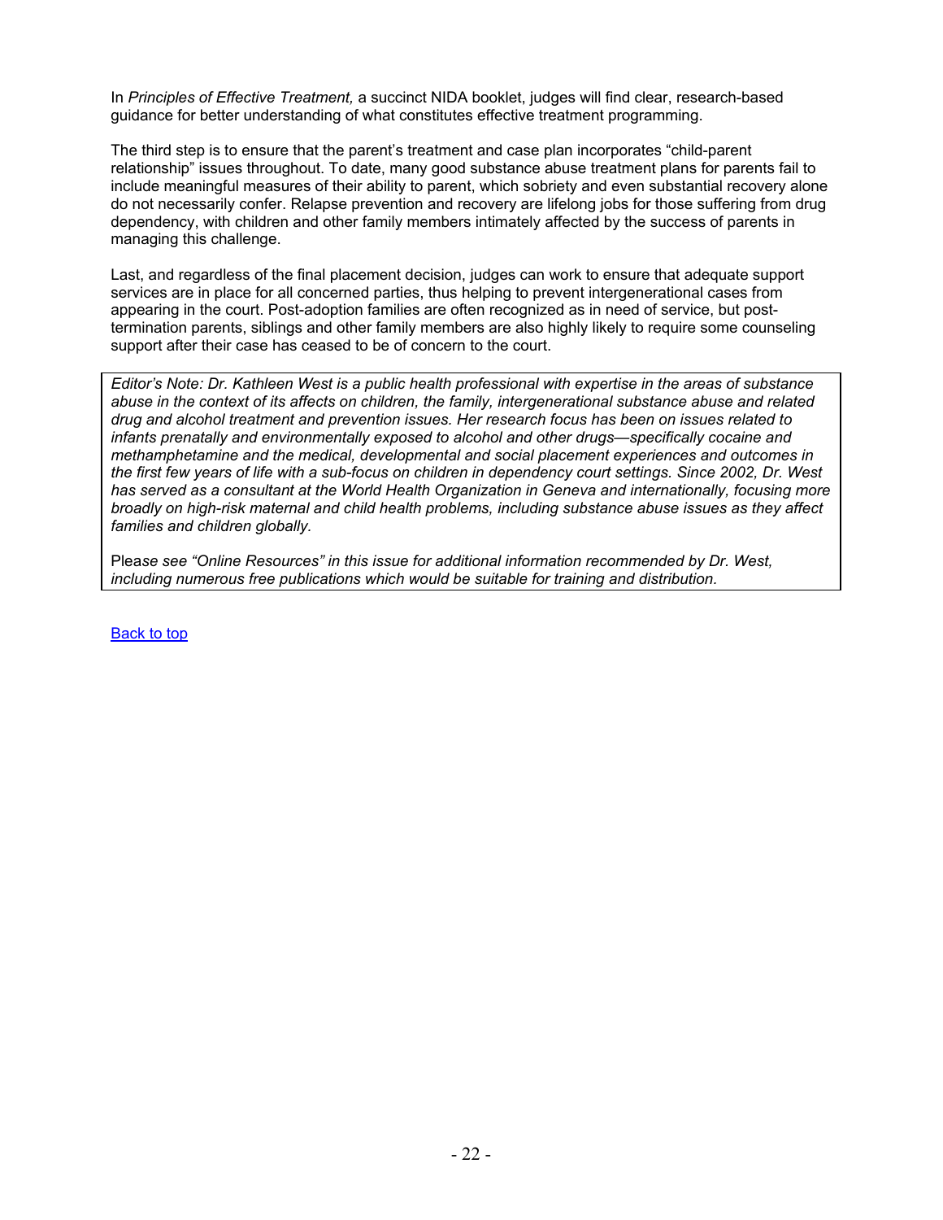In *Principles of Effective Treatment,* a succinct NIDA booklet, judges will find clear, research-based guidance for better understanding of what constitutes effective treatment programming.

The third step is to ensure that the parent's treatment and case plan incorporates "child-parent relationship" issues throughout. To date, many good substance abuse treatment plans for parents fail to include meaningful measures of their ability to parent, which sobriety and even substantial recovery alone do not necessarily confer. Relapse prevention and recovery are lifelong jobs for those suffering from drug dependency, with children and other family members intimately affected by the success of parents in managing this challenge.

Last, and regardless of the final placement decision, judges can work to ensure that adequate support services are in place for all concerned parties, thus helping to prevent intergenerational cases from appearing in the court. Post-adoption families are often recognized as in need of service, but post-termination parents, siblings and other family members are also highly likely to require some counseling support after their case has ceased to be of concern to the court.

*Editor's Note: Dr. Kathleen West is a public health professional with expertise in the areas of substance abuse in the context of its affects on children, the family, intergenerational substance abuse and related drug and alcohol treatment and prevention issues. Her research focus has been on issues related to infants prenatally and environmentally exposed to alcohol and other drugs—specifically cocaine and methamphetamine and the medical, developmental and social placement experiences and outcomes in the first few years of life with a sub-focus on children in dependency court settings. Since 2002, Dr. West has served as a consultant at the World Health Organization in Geneva and internationally, focusing more broadly on high-risk maternal and child health problems, including substance abuse issues as they affect families and children globally.*

Plea*se see "Online Resources" in this issue for additional information recommended by Dr. West, including numerous free publications which would be suitable for training and distribution.*

Back to top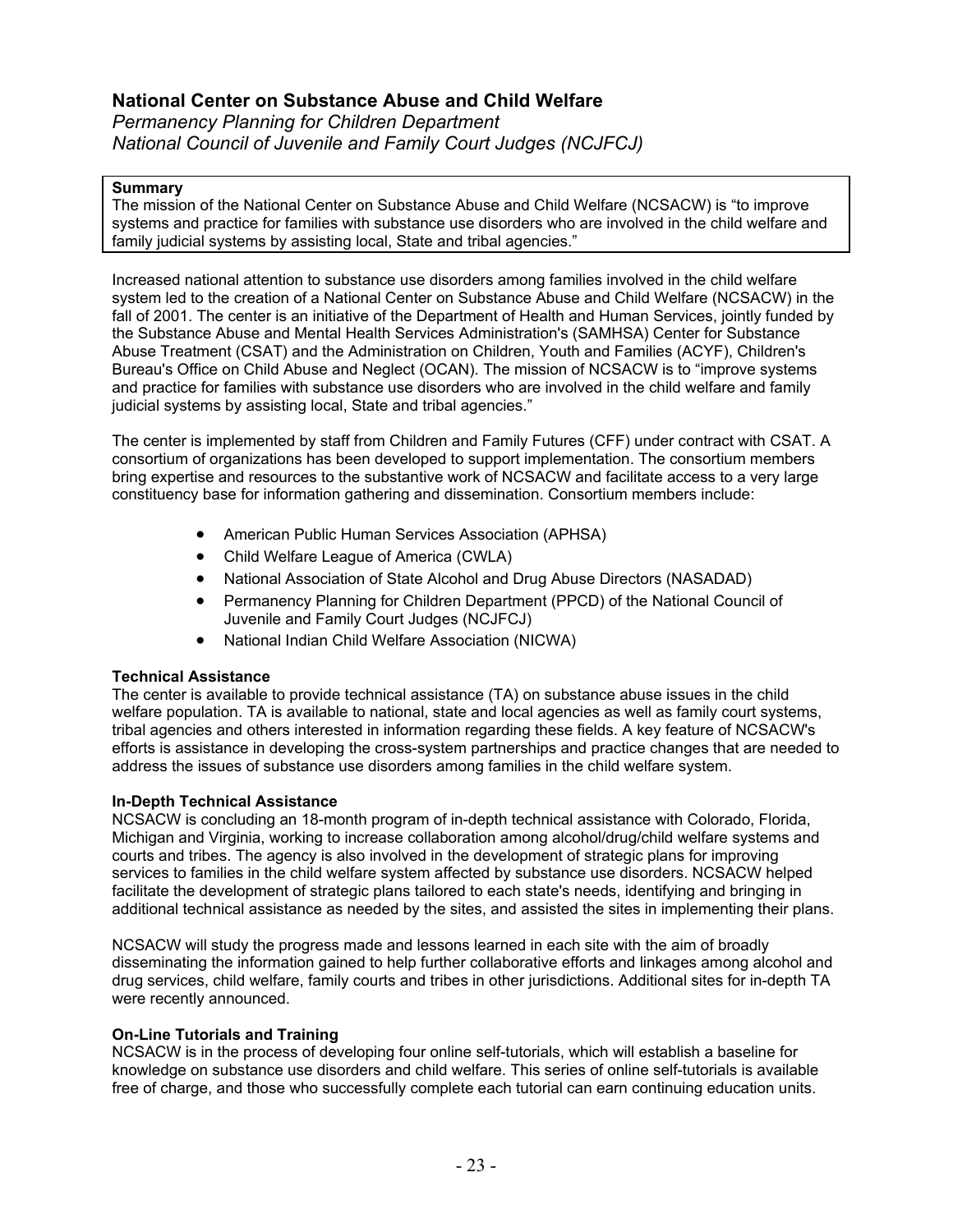## National Center on Substance Abuse and Child Welfare

*Permanency Planning for Children Department*
*National Council of Juvenile and Family Court Judges (NCJFCJ)*

**Summary**
The mission of the National Center on Substance Abuse and Child Welfare (NCSACW) is "to improve systems and practice for families with substance use disorders who are involved in the child welfare and family judicial systems by assisting local, State and tribal agencies."

Increased national attention to substance use disorders among families involved in the child welfare system led to the creation of a National Center on Substance Abuse and Child Welfare (NCSACW) in the fall of 2001. The center is an initiative of the Department of Health and Human Services, jointly funded by the Substance Abuse and Mental Health Services Administration's (SAMHSA) Center for Substance Abuse Treatment (CSAT) and the Administration on Children, Youth and Families (ACYF), Children's Bureau's Office on Child Abuse and Neglect (OCAN). The mission of NCSACW is to "improve systems and practice for families with substance use disorders who are involved in the child welfare and family judicial systems by assisting local, State and tribal agencies."

The center is implemented by staff from Children and Family Futures (CFF) under contract with CSAT. A consortium of organizations has been developed to support implementation. The consortium members bring expertise and resources to the substantive work of NCSACW and facilitate access to a very large constituency base for information gathering and dissemination. Consortium members include:

- American Public Human Services Association (APHSA)
- Child Welfare League of America (CWLA)
- National Association of State Alcohol and Drug Abuse Directors (NASADAD)
- Permanency Planning for Children Department (PPCD) of the National Council of Juvenile and Family Court Judges (NCJFCJ)
- National Indian Child Welfare Association (NICWA)

**Technical Assistance**
The center is available to provide technical assistance (TA) on substance abuse issues in the child welfare population. TA is available to national, state and local agencies as well as family court systems, tribal agencies and others interested in information regarding these fields. A key feature of NCSACW's efforts is assistance in developing the cross-system partnerships and practice changes that are needed to address the issues of substance use disorders among families in the child welfare system.

**In-Depth Technical Assistance**
NCSACW is concluding an 18-month program of in-depth technical assistance with Colorado, Florida, Michigan and Virginia, working to increase collaboration among alcohol/drug/child welfare systems and courts and tribes. The agency is also involved in the development of strategic plans for improving services to families in the child welfare system affected by substance use disorders. NCSACW helped facilitate the development of strategic plans tailored to each state's needs, identifying and bringing in additional technical assistance as needed by the sites, and assisted the sites in implementing their plans.

NCSACW will study the progress made and lessons learned in each site with the aim of broadly disseminating the information gained to help further collaborative efforts and linkages among alcohol and drug services, child welfare, family courts and tribes in other jurisdictions. Additional sites for in-depth TA were recently announced.

**On-Line Tutorials and Training**
NCSACW is in the process of developing four online self-tutorials, which will establish a baseline for knowledge on substance use disorders and child welfare. This series of online self-tutorials is available free of charge, and those who successfully complete each tutorial can earn continuing education units.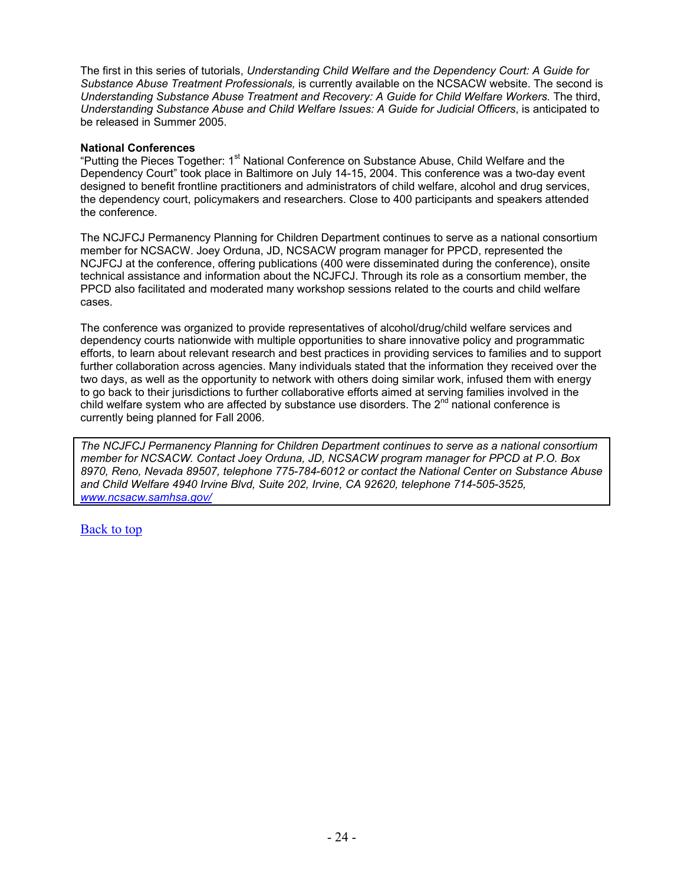The first in this series of tutorials, *Understanding Child Welfare and the Dependency Court: A Guide for Substance Abuse Treatment Professionals,* is currently available on the NCSACW website. The second is *Understanding Substance Abuse Treatment and Recovery: A Guide for Child Welfare Workers.* The third, *Understanding Substance Abuse and Child Welfare Issues: A Guide for Judicial Officers*, is anticipated to be released in Summer 2005.

**National Conferences**

"Putting the Pieces Together: 1st National Conference on Substance Abuse, Child Welfare and the Dependency Court" took place in Baltimore on July 14-15, 2004. This conference was a two-day event designed to benefit frontline practitioners and administrators of child welfare, alcohol and drug services, the dependency court, policymakers and researchers. Close to 400 participants and speakers attended the conference.

The NCJFCJ Permanency Planning for Children Department continues to serve as a national consortium member for NCSACW. Joey Orduna, JD, NCSACW program manager for PPCD, represented the NCJFCJ at the conference, offering publications (400 were disseminated during the conference), onsite technical assistance and information about the NCJFCJ. Through its role as a consortium member, the PPCD also facilitated and moderated many workshop sessions related to the courts and child welfare cases.

The conference was organized to provide representatives of alcohol/drug/child welfare services and dependency courts nationwide with multiple opportunities to share innovative policy and programmatic efforts, to learn about relevant research and best practices in providing services to families and to support further collaboration across agencies. Many individuals stated that the information they received over the two days, as well as the opportunity to network with others doing similar work, infused them with energy to go back to their jurisdictions to further collaborative efforts aimed at serving families involved in the child welfare system who are affected by substance use disorders. The 2nd national conference is currently being planned for Fall 2006.

*The NCJFCJ Permanency Planning for Children Department continues to serve as a national consortium member for NCSACW. Contact Joey Orduna, JD, NCSACW program manager for PPCD at P.O. Box 8970, Reno, Nevada 89507, telephone 775-784-6012 or contact the National Center on Substance Abuse and Child Welfare 4940 Irvine Blvd, Suite 202, Irvine, CA 92620, telephone 714-505-3525, [www.ncsacw.samhsa.gov/](www.ncsacw.samhsa.gov/)*

Back to top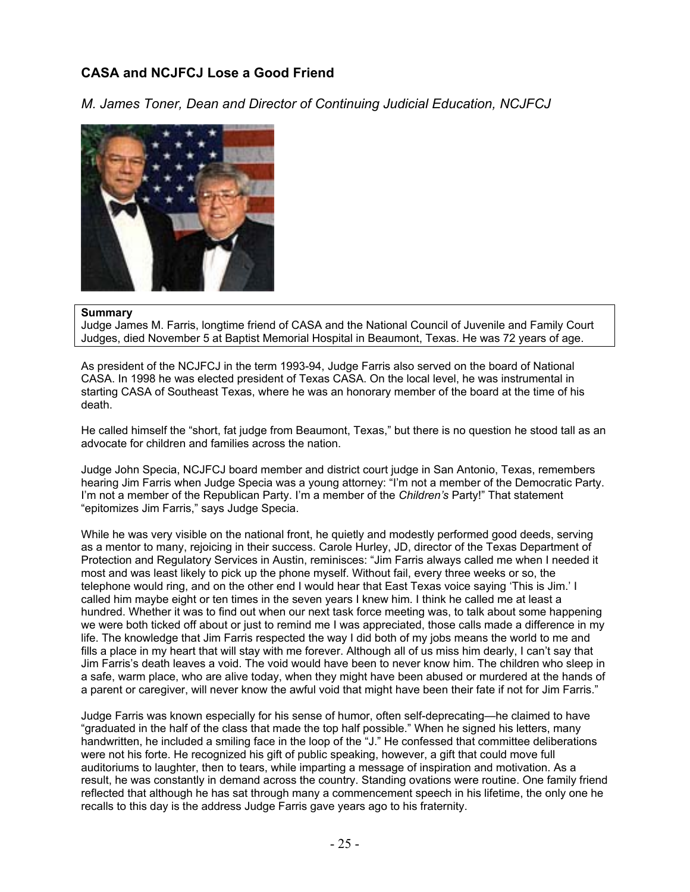## CASA and NCJFCJ Lose a Good Friend

*M. James Toner, Dean and Director of Continuing Judicial Education, NCJFCJ*

**Summary**
Judge James M. Farris, longtime friend of CASA and the National Council of Juvenile and Family Court Judges, died November 5 at Baptist Memorial Hospital in Beaumont, Texas. He was 72 years of age.

As president of the NCJFCJ in the term 1993-94, Judge Farris also served on the board of National CASA. In 1998 he was elected president of Texas CASA. On the local level, he was instrumental in starting CASA of Southeast Texas, where he was an honorary member of the board at the time of his death.

He called himself the "short, fat judge from Beaumont, Texas," but there is no question he stood tall as an advocate for children and families across the nation.

Judge John Specia, NCJFCJ board member and district court judge in San Antonio, Texas, remembers hearing Jim Farris when Judge Specia was a young attorney: "I'm not a member of the Democratic Party. I'm not a member of the Republican Party. I'm a member of the *Children's* Party!" That statement "epitomizes Jim Farris," says Judge Specia.

While he was very visible on the national front, he quietly and modestly performed good deeds, serving as a mentor to many, rejoicing in their success. Carole Hurley, JD, director of the Texas Department of Protection and Regulatory Services in Austin, reminisces: "Jim Farris always called me when I needed it most and was least likely to pick up the phone myself. Without fail, every three weeks or so, the telephone would ring, and on the other end I would hear that East Texas voice saying 'This is Jim.' I called him maybe eight or ten times in the seven years I knew him. I think he called me at least a hundred. Whether it was to find out when our next task force meeting was, to talk about some happening we were both ticked off about or just to remind me I was appreciated, those calls made a difference in my life. The knowledge that Jim Farris respected the way I did both of my jobs means the world to me and fills a place in my heart that will stay with me forever. Although all of us miss him dearly, I can't say that Jim Farris's death leaves a void. The void would have been to never know him. The children who sleep in a safe, warm place, who are alive today, when they might have been abused or murdered at the hands of a parent or caregiver, will never know the awful void that might have been their fate if not for Jim Farris."

Judge Farris was known especially for his sense of humor, often self-deprecating—he claimed to have "graduated in the half of the class that made the top half possible." When he signed his letters, many handwritten, he included a smiling face in the loop of the "J." He confessed that committee deliberations were not his forte. He recognized his gift of public speaking, however, a gift that could move full auditoriums to laughter, then to tears, while imparting a message of inspiration and motivation. As a result, he was constantly in demand across the country. Standing ovations were routine. One family friend reflected that although he has sat through many a commencement speech in his lifetime, the only one he recalls to this day is the address Judge Farris gave years ago to his fraternity.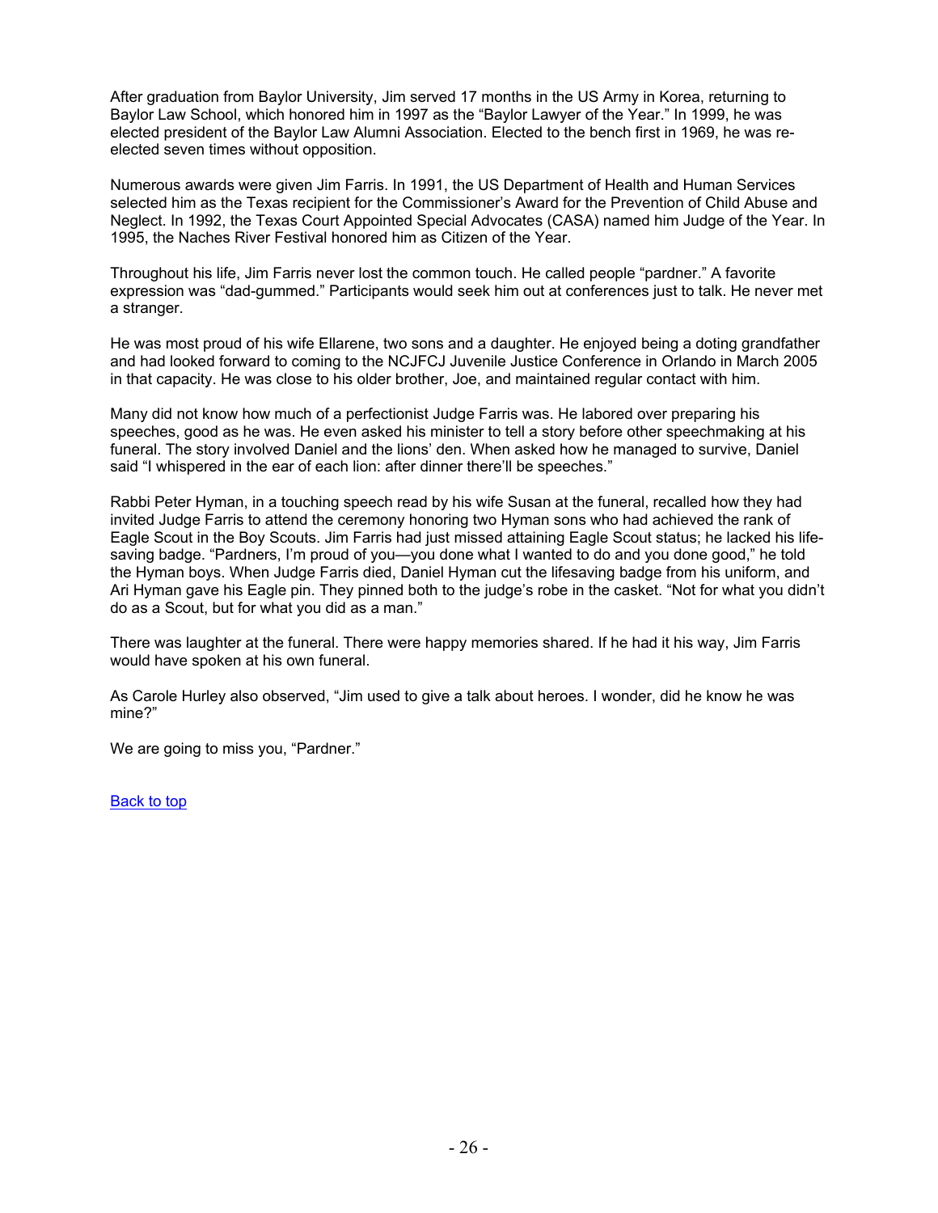After graduation from Baylor University, Jim served 17 months in the US Army in Korea, returning to Baylor Law School, which honored him in 1997 as the "Baylor Lawyer of the Year." In 1999, he was elected president of the Baylor Law Alumni Association. Elected to the bench first in 1969, he was re-elected seven times without opposition.

Numerous awards were given Jim Farris. In 1991, the US Department of Health and Human Services selected him as the Texas recipient for the Commissioner's Award for the Prevention of Child Abuse and Neglect. In 1992, the Texas Court Appointed Special Advocates (CASA) named him Judge of the Year. In 1995, the Naches River Festival honored him as Citizen of the Year.

Throughout his life, Jim Farris never lost the common touch. He called people "pardner." A favorite expression was "dad-gummed." Participants would seek him out at conferences just to talk. He never met a stranger.

He was most proud of his wife Ellarene, two sons and a daughter. He enjoyed being a doting grandfather and had looked forward to coming to the NCJFCJ Juvenile Justice Conference in Orlando in March 2005 in that capacity. He was close to his older brother, Joe, and maintained regular contact with him.

Many did not know how much of a perfectionist Judge Farris was. He labored over preparing his speeches, good as he was. He even asked his minister to tell a story before other speechmaking at his funeral. The story involved Daniel and the lions' den. When asked how he managed to survive, Daniel said "I whispered in the ear of each lion: after dinner there'll be speeches."

Rabbi Peter Hyman, in a touching speech read by his wife Susan at the funeral, recalled how they had invited Judge Farris to attend the ceremony honoring two Hyman sons who had achieved the rank of Eagle Scout in the Boy Scouts. Jim Farris had just missed attaining Eagle Scout status; he lacked his life-saving badge. "Pardners, I'm proud of you—you done what I wanted to do and you done good," he told the Hyman boys. When Judge Farris died, Daniel Hyman cut the lifesaving badge from his uniform, and Ari Hyman gave his Eagle pin. They pinned both to the judge's robe in the casket. "Not for what you didn't do as a Scout, but for what you did as a man."

There was laughter at the funeral. There were happy memories shared. If he had it his way, Jim Farris would have spoken at his own funeral.

As Carole Hurley also observed, "Jim used to give a talk about heroes. I wonder, did he know he was mine?"

We are going to miss you, "Pardner."

Back to top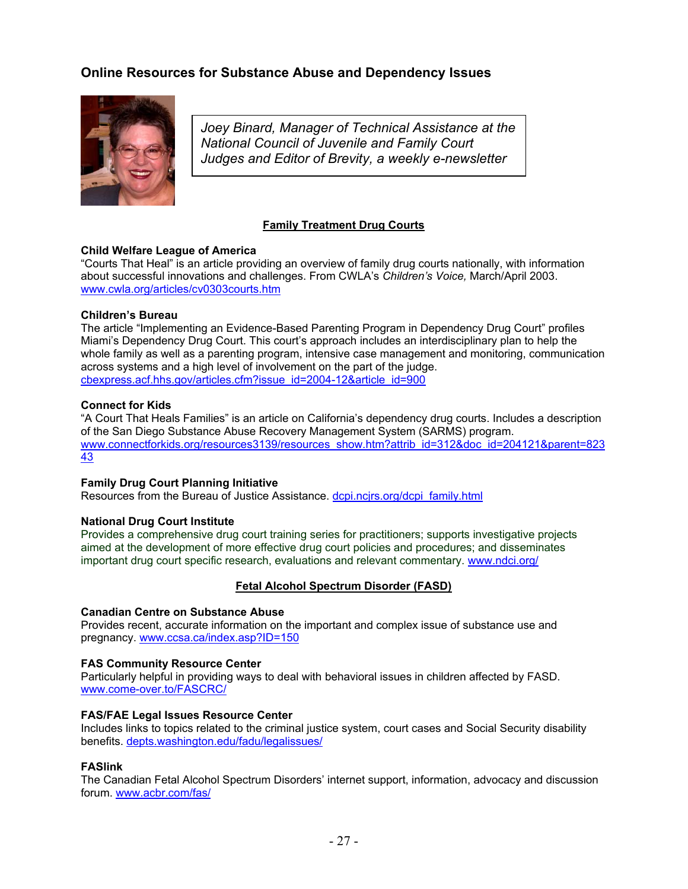## Online Resources for Substance Abuse and Dependency Issues

*Joey Binard, Manager of Technical Assistance at the National Council of Juvenile and Family Court Judges and Editor of Brevity, a weekly e-newsletter*

### Family Treatment Drug Courts

**Child Welfare League of America**
"Courts That Heal" is an article providing an overview of family drug courts nationally, with information about successful innovations and challenges. From CWLA's *Children's Voice,* March/April 2003. www.cwla.org/articles/cv0303courts.htm

**Children's Bureau**
The article "Implementing an Evidence-Based Parenting Program in Dependency Drug Court" profiles Miami's Dependency Drug Court. This court's approach includes an interdisciplinary plan to help the whole family as well as a parenting program, intensive case management and monitoring, communication across systems and a high level of involvement on the part of the judge. cbexpress.acf.hhs.gov/articles.cfm?issue_id=2004-12&article_id=900

**Connect for Kids**
"A Court That Heals Families" is an article on California's dependency drug courts. Includes a description of the San Diego Substance Abuse Recovery Management System (SARMS) program. www.connectforkids.org/resources3139/resources_show.htm?attrib_id=312&doc_id=204121&parent=82343

**Family Drug Court Planning Initiative**
Resources from the Bureau of Justice Assistance. dcpi.ncjrs.org/dcpi_family.html

**National Drug Court Institute**
Provides a comprehensive drug court training series for practitioners; supports investigative projects aimed at the development of more effective drug court policies and procedures; and disseminates important drug court specific research, evaluations and relevant commentary. www.ndci.org/

### Fetal Alcohol Spectrum Disorder (FASD)

**Canadian Centre on Substance Abuse**
Provides recent, accurate information on the important and complex issue of substance use and pregnancy. www.ccsa.ca/index.asp?ID=150

**FAS Community Resource Center**
Particularly helpful in providing ways to deal with behavioral issues in children affected by FASD. www.come-over.to/FASCRC/

**FAS/FAE Legal Issues Resource Center**
Includes links to topics related to the criminal justice system, court cases and Social Security disability benefits. depts.washington.edu/fadu/legalissues/

**FASlink**
The Canadian Fetal Alcohol Spectrum Disorders' internet support, information, advocacy and discussion forum. www.acbr.com/fas/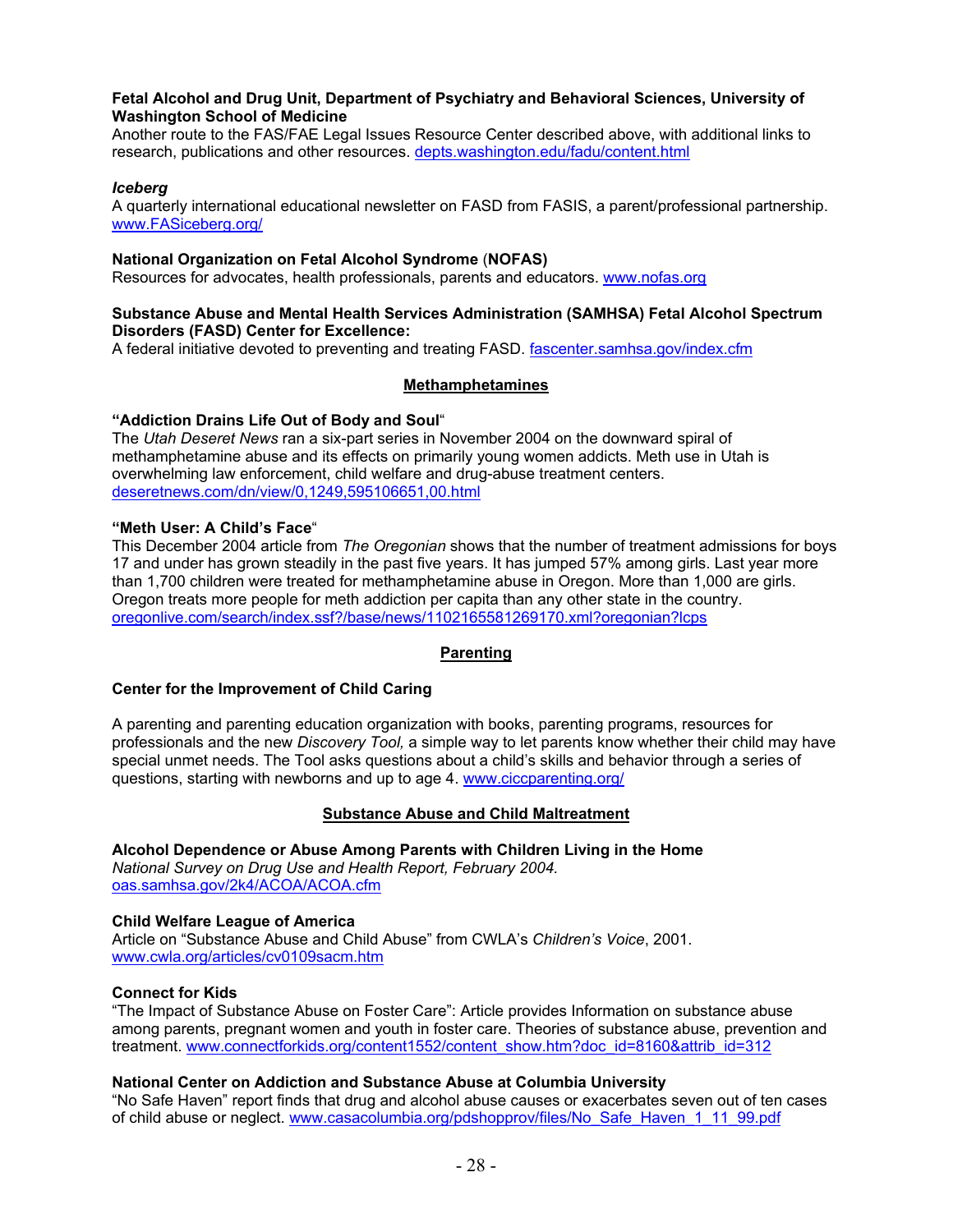**Fetal Alcohol and Drug Unit, Department of Psychiatry and Behavioral Sciences, University of Washington School of Medicine**
Another route to the FAS/FAE Legal Issues Resource Center described above, with additional links to research, publications and other resources. depts.washington.edu/fadu/content.html

***Iceberg***
A quarterly international educational newsletter on FASD from FASIS, a parent/professional partnership. www.FASiceberg.org/

**National Organization on Fetal Alcohol Syndrome (NOFAS)**
Resources for advocates, health professionals, parents and educators. www.nofas.org

**Substance Abuse and Mental Health Services Administration (SAMHSA) Fetal Alcohol Spectrum Disorders (FASD) Center for Excellence:**
A federal initiative devoted to preventing and treating FASD. fascenter.samhsa.gov/index.cfm

## Methamphetamines

**"Addiction Drains Life Out of Body and Soul"**
The *Utah Deseret News* ran a six-part series in November 2004 on the downward spiral of methamphetamine abuse and its effects on primarily young women addicts. Meth use in Utah is overwhelming law enforcement, child welfare and drug-abuse treatment centers. deseretnews.com/dn/view/0,1249,595106651,00.html

**"Meth User: A Child's Face"**
This December 2004 article from *The Oregonian* shows that the number of treatment admissions for boys 17 and under has grown steadily in the past five years. It has jumped 57% among girls. Last year more than 1,700 children were treated for methamphetamine abuse in Oregon. More than 1,000 are girls. Oregon treats more people for meth addiction per capita than any other state in the country. oregonlive.com/search/index.ssf?/base/news/1102165581269170.xml?oregonian?lcps

## Parenting

**Center for the Improvement of Child Caring**

A parenting and parenting education organization with books, parenting programs, resources for professionals and the new *Discovery Tool,* a simple way to let parents know whether their child may have special unmet needs. The Tool asks questions about a child's skills and behavior through a series of questions, starting with newborns and up to age 4. www.ciccparenting.org/

## Substance Abuse and Child Maltreatment

**Alcohol Dependence or Abuse Among Parents with Children Living in the Home**
*National Survey on Drug Use and Health Report, February 2004.*
oas.samhsa.gov/2k4/ACOA/ACOA.cfm

**Child Welfare League of America**
Article on "Substance Abuse and Child Abuse" from CWLA's *Children's Voice*, 2001.
www.cwla.org/articles/cv0109sacm.htm

**Connect for Kids**
"The Impact of Substance Abuse on Foster Care": Article provides Information on substance abuse among parents, pregnant women and youth in foster care. Theories of substance abuse, prevention and treatment. www.connectforkids.org/content1552/content_show.htm?doc_id=8160&attrib_id=312

**National Center on Addiction and Substance Abuse at Columbia University**
"No Safe Haven" report finds that drug and alcohol abuse causes or exacerbates seven out of ten cases of child abuse or neglect. www.casacolumbia.org/pdshopprov/files/No_Safe_Haven_1_11_99.pdf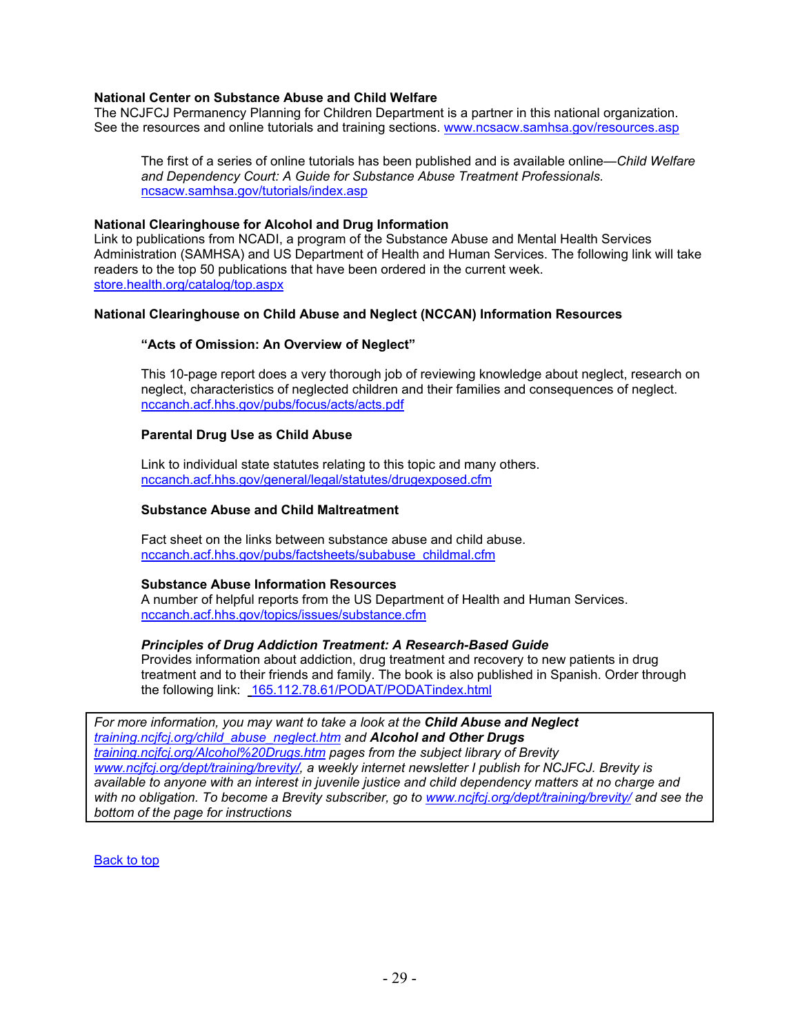**National Center on Substance Abuse and Child Welfare**
The NCJFCJ Permanency Planning for Children Department is a partner in this national organization. See the resources and online tutorials and training sections. www.ncsacw.samhsa.gov/resources.asp

> The first of a series of online tutorials has been published and is available online—*Child Welfare and Dependency Court: A Guide for Substance Abuse Treatment Professionals.* ncsacw.samhsa.gov/tutorials/index.asp

**National Clearinghouse for Alcohol and Drug Information**
Link to publications from NCADI, a program of the Substance Abuse and Mental Health Services Administration (SAMHSA) and US Department of Health and Human Services. The following link will take readers to the top 50 publications that have been ordered in the current week. store.health.org/catalog/top.aspx

**National Clearinghouse on Child Abuse and Neglect (NCCAN) Information Resources**

**"Acts of Omission: An Overview of Neglect"**

This 10-page report does a very thorough job of reviewing knowledge about neglect, research on neglect, characteristics of neglected children and their families and consequences of neglect. nccanch.acf.hhs.gov/pubs/focus/acts/acts.pdf

**Parental Drug Use as Child Abuse**

Link to individual state statutes relating to this topic and many others. nccanch.acf.hhs.gov/general/legal/statutes/drugexposed.cfm

**Substance Abuse and Child Maltreatment**

Fact sheet on the links between substance abuse and child abuse. nccanch.acf.hhs.gov/pubs/factsheets/subabuse_childmal.cfm

**Substance Abuse Information Resources**
A number of helpful reports from the US Department of Health and Human Services. nccanch.acf.hhs.gov/topics/issues/substance.cfm

***Principles of Drug Addiction Treatment: A Research-Based Guide***
Provides information about addiction, drug treatment and recovery to new patients in drug treatment and to their friends and family. The book is also published in Spanish. Order through the following link: 165.112.78.61/PODAT/PODATindex.html

*For more information, you may want to take a look at the* ***Child Abuse and Neglect*** *training.ncjfcj.org/child_abuse_neglect.htm and* ***Alcohol and Other Drugs*** *training.ncjfcj.org/Alcohol%20Drugs.htm pages from the subject library of Brevity www.ncjfcj.org/dept/training/brevity/, a weekly internet newsletter I publish for NCJFCJ. Brevity is available to anyone with an interest in juvenile justice and child dependency matters at no charge and with no obligation. To become a Brevity subscriber, go to www.ncjfcj.org/dept/training/brevity/ and see the bottom of the page for instructions*

Back to top